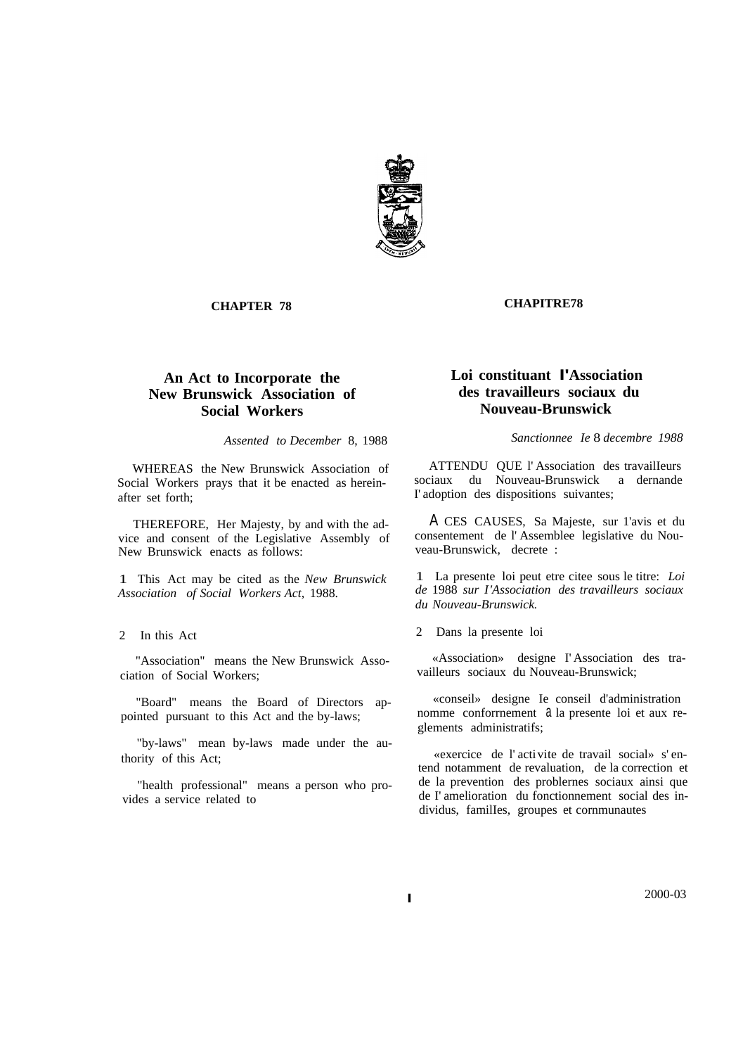**CHAPTER 78**

# An Act to Incorporate the New Brunswick Association of Social Workers

*Assented to December 8, 1988*

WHEREAS the New Brunswick Association of Social Workers prays that it be enacted as hereinafter set forth;

THEREFORE, Her Majesty, by and with the advice and consent of the Legislative Assembly of New Brunswick enacts as follows:

1 This Act may be cited as the *New Brunswick Association of Social Workers Act,* 1988.

2 In this Act

"Association" means the New Brunswick Association of Social Workers;

"Board" means the Board of Directors appointed pursuant to this Act and the by-laws;

"by-laws" mean by-laws made under the authority of this Act;

"health professional" means a person who provides a service related to

**CHAPITRE78**

# Loi constituant l'Association des travailleurs sociaux du Nouveau-Brunswick

*Sanctionnee Ie 8 decembre 1988*

ATTENDU QUE l' Association des travailleurs sociaux du Nouveau-Brunswick a dernande I' adoption des dispositions suivantes;

A CES CAUSES, Sa Majeste, sur 1'avis et du consentement de l' Assemblee legislative du Nouveau-Brunswick, decrete :

1 La presente loi peut etre citee sous le titre: *Loi de* 1988 *sur I'Association des travailleurs sociaux du Nouveau-Brunswick.*

2 Dans la presente loi

«Association» designe I' Association des travailleurs sociaux du Nouveau-Brunswick;

«conseil» designe Ie conseil d'administration nomme conforrnement à la presente loi et aux reglements administratifs;

«exercice de l' activite de travail social» s' entend notamment de revaluation, de la correction et de la prevention des problernes sociaux ainsi que de I' amelioration du fonctionnement social des individus, familles, groupes et cornmunautes

2000-03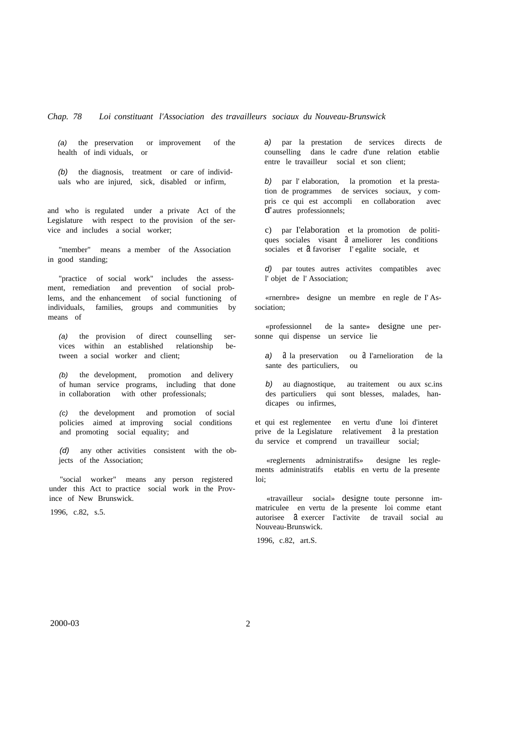(a) the preservation or improvement of the health of indi viduals, or

(b) the diagnosis, treatment or care of individuals who are injured, sick, disabled or infirm,

and who is regulated under a private Act of the Legislature with respect to the provision of the service and includes a social worker;

"member" means a member of the Association in good standing;

"practice of social work" includes the assessment, remediation and prevention of social problems, and the enhancement of social functioning of individuals, families, groups and communities by means of

(a) the provision of direct counselling services within an established relationship between a social worker and client;

(b) the development, promotion and delivery of human service programs, including that done in collaboration with other professionals;

(c) the development and promotion of social policies aimed at improving social conditions and promoting social equality; and

(d) any other activities consistent with the objects of the Association;

"social worker" means any person registered under this Act to practice social work in the Province of New Brunswick.

1996, c.82, s.5.

a) par la prestation de services directs de counselling dans le cadre d'une relation etablie entre le travailleur social et son client;

b) par l' elaboration, la promotion et la prestation de programmes de services sociaux, y compris ce qui est accompli en collaboration avec d'autres professionnels;

c) par I'elaboration et la promotion de politiques sociales visant a ameliorer les conditions sociales et a favoriser I' egalite sociale, et

d) par toutes autres activites compatibles avec l' objet de l' Association;

«rnernbre» designe un membre en regle de I' Association;

«professionnel de la sante» designe une personne qui dispense un service lie

a) a la preservation ou a I'arnelioration de la sante des particuliers, ou

b) au diagnostique, au traitement ou aux sc.ins des particuliers qui sont blesses, malades, handicapes ou infirmes,

et qui est reglementee en vertu d'une loi d'interet prive de la Legislature relativement a la prestation du service et comprend un travailleur social;

«reglernents adrninistratifs» designe les reglements administratifs etablis en vertu de la presente loi;

«travailleur social» designe toute personne immatriculee en vertu de la presente loi comme etant autorisee a exercer I'activite de travail social au Nouveau-Brunswick.

1996, c.82, art.S.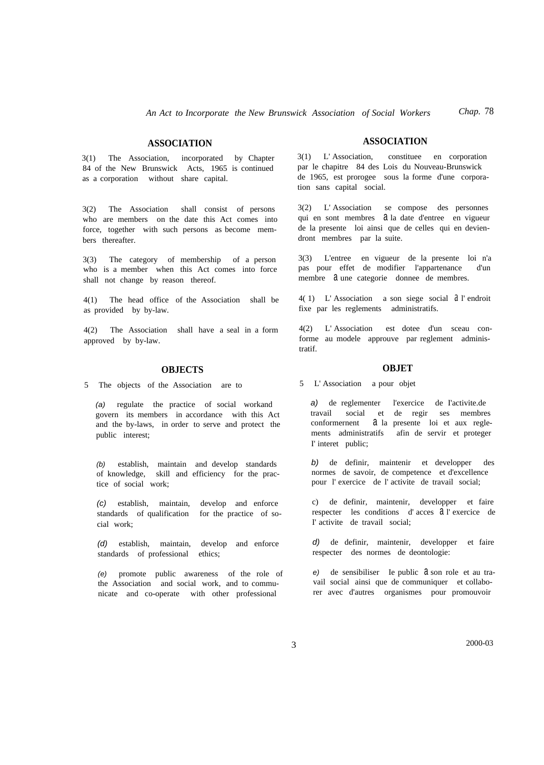## ASSOCIATION

3(1) The Association, incorporated by Chapter 84 of the New Brunswick Acts, 1965 is continued as a corporation without share capital.

3(2) The Association shall consist of persons who are members on the date this Act comes into force, together with such persons as become members thereafter.

3(3) The category of membership of a person who is a member when this Act comes into force shall not change by reason thereof.

4(1) The head office of the Association shall be as provided by by-law.

4(2) The Association shall have a seal in a form approved by by-law.

## OBJECTS

5 The objects of the Association are to

*(a)* regulate the practice of social workand govern its members in accordance with this Act and the by-laws, in order to serve and protect the public interest;

*(b)* establish, maintain and develop standards of knowledge, skill and efficiency for the practice of social work;

*(c)* establish, maintain, develop and enforce standards of qualification for the practice of social work;

*(d)* establish, maintain, develop and enforce standards of professional ethics;

*(e)* promote public awareness of the role of the Association and social work, and to communicate and co-operate with other professional

## ASSOCIATION

3(1) L' Association, constituee en corporation par le chapitre 84 des Lois du Nouveau-Brunswick de 1965, est prorogee sous la forme d'une corporation sans capital social.

3(2) L' Association se compose des personnes qui en sont membres à la date d'entree en vigueur de la presente loi ainsi que de celles qui en deviendront membres par la suite.

3(3) L'entree en vigueur de la presente loi n'a pas pour effet de modifier l'appartenance d'un membre à une categorie donnee de membres.

4( 1) L' Association a son siege social à l' endroit fixe par les reglements administratifs.

4(2) L' Association est dotee d'un sceau conforme au modele approuve par reglement administratif.

## OBJET

5 L' Association a pour objet

*a)* de reglementer l'exercice de I'activite.de travail social et de regir ses membres conformernent à la presente loi et aux reglements administratifs afin de servir et proteger I' interet public;

*b)* de definir, maintenir et developper des normes de savoir, de competence et d'excellence pour l' exercice de l' activite de travail social;

c) de definir, maintenir, developper et faire respecter les conditions d' acces à l' exercice de I' activite de travail social;

*d)* de definir, maintenir, developper et faire respecter des normes de deontologie:

*e)* de sensibiliser Ie public à son role et au travail social ainsi que de communiquer et collaborer avec d'autres organismes pour promouvoir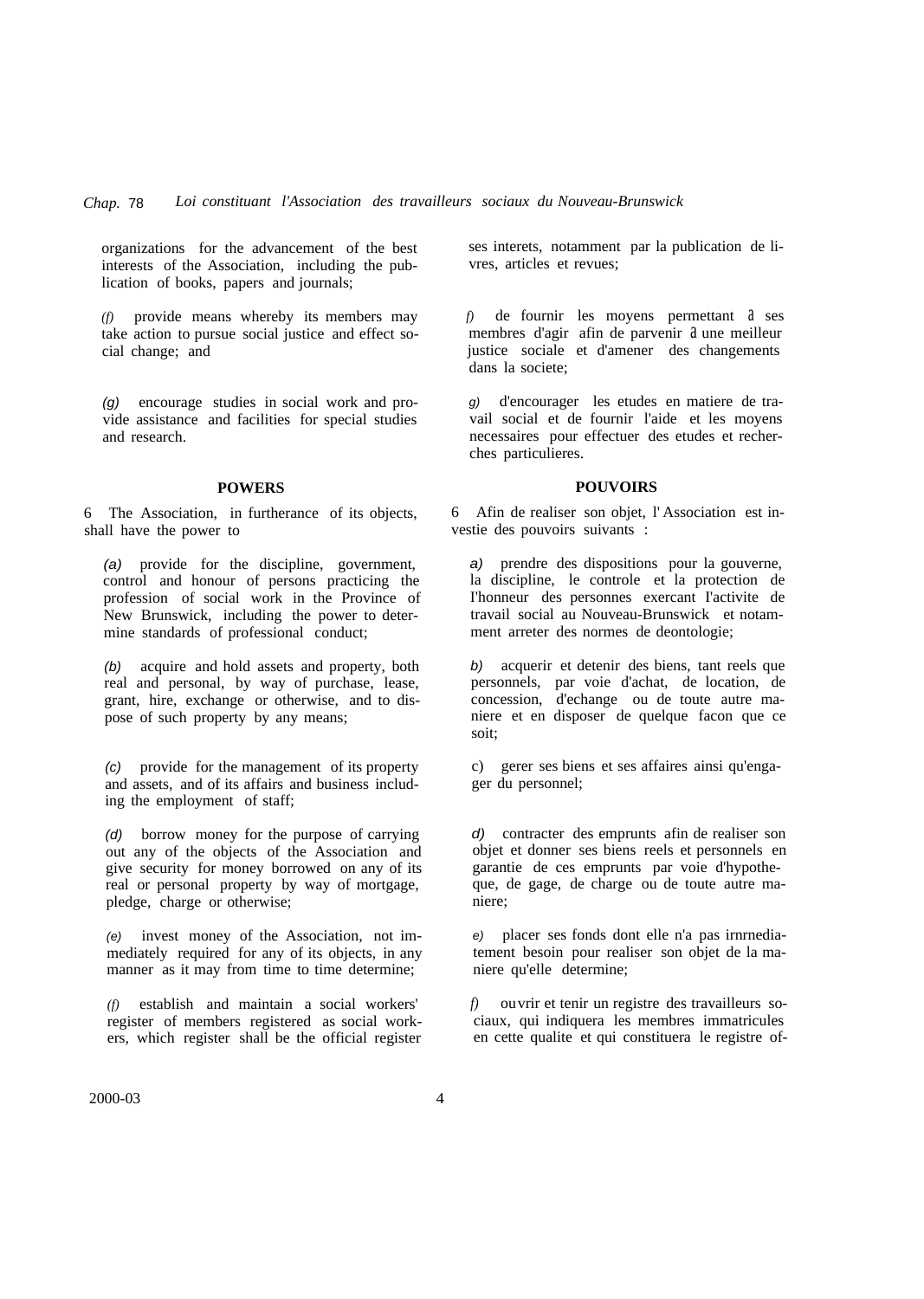organizations for the advancement of the best interests of the Association, including the publication of books, papers and journals;

*(f)* provide means whereby its members may take action to pursue social justice and effect social change; and

*(g)* encourage studies in social work and provide assistance and facilities for special studies and research.

ses interets, notamment par la publication de livres, articles et revues;

*f)* de fournir les moyens permettant à ses membres d'agir afin de parvenir à une meilleur justice sociale et d'amener des changements dans la societe;

*g)* d'encourager les etudes en matiere de travail social et de fournir l'aide et les moyens necessaires pour effectuer des etudes et recherches particulieres.

## POWERS

6 The Association, in furtherance of its objects, shall have the power to

*(a)* provide for the discipline, government, control and honour of persons practicing the profession of social work in the Province of New Brunswick, including the power to determine standards of professional conduct;

*(b)* acquire and hold assets and property, both real and personal, by way of purchase, lease, grant, hire, exchange or otherwise, and to dispose of such property by any means;

*(c)* provide for the management of its property and assets, and of its affairs and business including the employment of staff;

*(d)* borrow money for the purpose of carrying out any of the objects of the Association and give security for money borrowed on any of its real or personal property by way of mortgage, pledge, charge or otherwise;

*(e)* invest money of the Association, not immediately required for any of its objects, in any manner as it may from time to time determine;

*(f)* establish and maintain a social workers' register of members registered as social workers, which register shall be the official register

## POUVOIRS

6 Afin de realiser son objet, l'Association est investie des pouvoirs suivants :

*a)* prendre des dispositions pour la gouverne, la discipline, le controle et la protection de l'honneur des personnes exercant l'activite de travail social au Nouveau-Brunswick et notamment arreter des normes de deontologie;

*b)* acquerir et detenir des biens, tant reels que personnels, par voie d'achat, de location, de concession, d'echange ou de toute autre maniere et en disposer de quelque facon que ce soit;

c) gerer ses biens et ses affaires ainsi qu'engager du personnel;

*d)* contracter des emprunts afin de realiser son objet et donner ses biens reels et personnels en garantie de ces emprunts par voie d'hypotheque, de gage, de charge ou de toute autre maniere;

*e)* placer ses fonds dont elle n'a pas irnrnediatement besoin pour realiser son objet de la maniere qu'elle determine;

*f)* ouvrir et tenir un registre des travailleurs sociaux, qui indiquera les membres immatricules en cette qualite et qui constituera le registre of-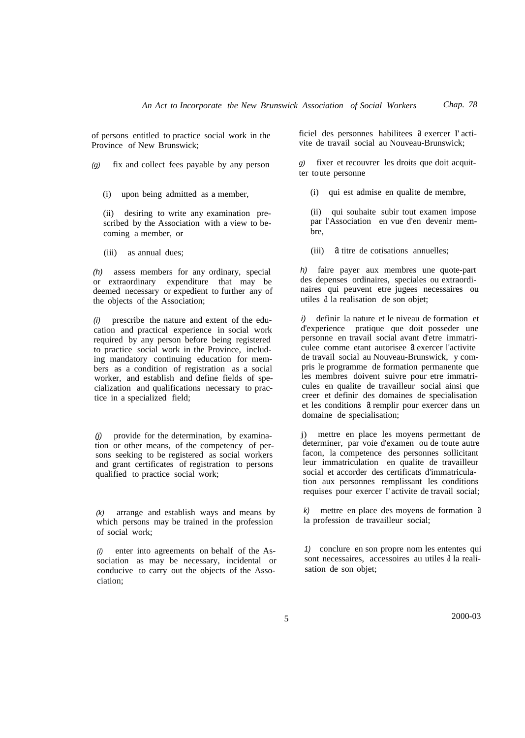of persons entitled to practice social work in the Province of New Brunswick;

*(g)* fix and collect fees payable by any person

(i) upon being admitted as a member,

(ii) desiring to write any examination prescribed by the Association with a view to becoming a member, or

(iii) as annual dues;

*(h)* assess members for any ordinary, special or extraordinary expenditure that may be deemed necessary or expedient to further any of the objects of the Association;

*(i)* prescribe the nature and extent of the education and practical experience in social work required by any person before being registered to practice social work in the Province, including mandatory continuing education for members as a condition of registration as a social worker, and establish and define fields of specialization and qualifications necessary to practice in a specialized field;

*(j)* provide for the determination, by examination or other means, of the competency of persons seeking to be registered as social workers and grant certificates of registration to persons qualified to practice social work;

*(k)* arrange and establish ways and means by which persons may be trained in the profession of social work;

*(l)* enter into agreements on behalf of the Association as may be necessary, incidental or conducive to carry out the objects of the Association;

ficiel des personnes habilitees à exercer I' activite de travail social au Nouveau-Brunswick;

*g)* fixer et recouvrer les droits que doit acquitter toute personne

(i) qui est admise en qualite de membre,

(ii) qui souhaite subir tout examen impose par l'Association en vue d'en devenir membre,

(iii) à titre de cotisations annuelles;

*h)* faire payer aux membres une quote-part des depenses ordinaires, speciales ou extraordinaires qui peuvent etre jugees necessaires ou utiles à la realisation de son objet;

*i)* definir la nature et le niveau de formation et d'experience pratique que doit posseder une personne en travail social avant d'etre immatriculee comme etant autorisee à exercer l'activite de travail social au Nouveau-Brunswick, y compris le programme de formation permanente que les membres doivent suivre pour etre immatricules en qualite de travailleur social ainsi que creer et definir des domaines de specialisation et les conditions à remplir pour exercer dans un domaine de specialisation;

j) mettre en place les moyens permettant de determiner, par voie d'examen ou de toute autre facon, la competence des personnes sollicitant leur immatriculation en qualite de travailleur social et accorder des certificats d'immatriculation aux personnes remplissant les conditions requises pour exercer I' activite de travail social;

*k)* mettre en place des moyens de formation à la profession de travailleur social;

*1)* conclure en son propre nom les ententes qui sont necessaires, accessoires au utiles à la realisation de son objet;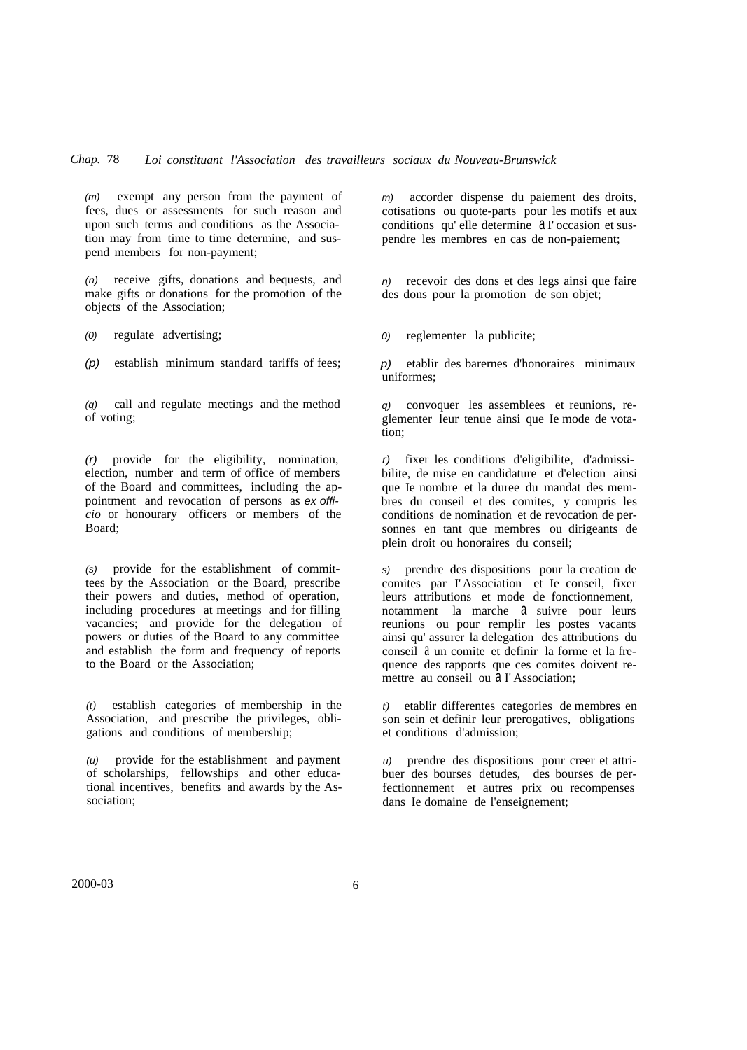*(m)* exempt any person from the payment of fees, dues or assessments for such reason and upon such terms and conditions as the Association may from time to time determine, and suspend members for non-payment;

*(n)* receive gifts, donations and bequests, and make gifts or donations for the promotion of the objects of the Association;

*(0)* regulate advertising;

*(p)* establish minimum standard tariffs of fees;

*(q)* call and regulate meetings and the method of voting;

*(r)* provide for the eligibility, nomination, election, number and term of office of members of the Board and committees, including the appointment and revocation of persons as *ex officio* or honourary officers or members of the Board;

*(s)* provide for the establishment of committees by the Association or the Board, prescribe their powers and duties, method of operation, including procedures at meetings and for filling vacancies; and provide for the delegation of powers or duties of the Board to any committee and establish the form and frequency of reports to the Board or the Association;

*(t)* establish categories of membership in the Association, and prescribe the privileges, obligations and conditions of membership;

*(u)* provide for the establishment and payment of scholarships, fellowships and other educational incentives, benefits and awards by the Association;

*m)* accorder dispense du paiement des droits, cotisations ou quote-parts pour les motifs et aux conditions qu' elle determine à I' occasion et suspendre les membres en cas de non-paiement;

*n)* recevoir des dons et des legs ainsi que faire des dons pour la promotion de son objet;

*0)* reglementer la publicite;

*p)* etablir des barernes d'honoraires minimaux uniformes;

*q)* convoquer les assemblees et reunions, reglementer leur tenue ainsi que Ie mode de votation;

*r)* fixer les conditions d'eligibilite, d'admissibilite, de mise en candidature et d'election ainsi que Ie nombre et la duree du mandat des membres du conseil et des comites, y compris les conditions de nomination et de revocation de personnes en tant que membres ou dirigeants de plein droit ou honoraires du conseil;

*s)* prendre des dispositions pour la creation de comites par I' Association et Ie conseil, fixer leurs attributions et mode de fonctionnement, notamment la marche à suivre pour leurs reunions ou pour remplir les postes vacants ainsi qu' assurer la delegation des attributions du conseil à un comite et definir la forme et la frequence des rapports que ces comites doivent remettre au conseil ou à I' Association;

*t)* etablir differentes categories de membres en son sein et definir leur prerogatives, obligations et conditions d'admission;

*u)* prendre des dispositions pour creer et attribuer des bourses detudes, des bourses de perfectionnement et autres prix ou recompenses dans Ie domaine de l'enseignement;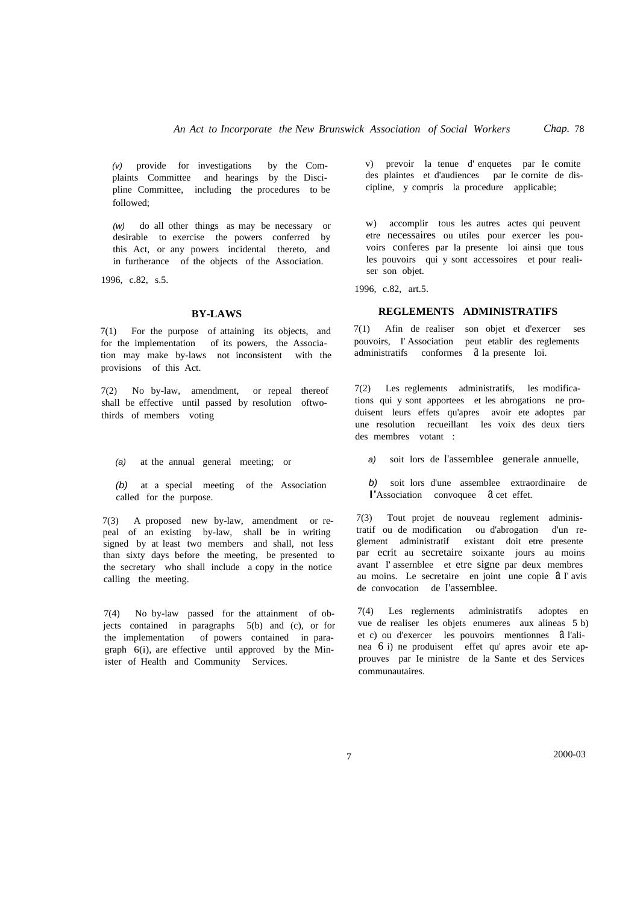*(v)* provide for investigations by the Complaints Committee and hearings by the Discipline Committee, including the procedures to be followed;

*(w)* do all other things as may be necessary or desirable to exercise the powers conferred by this Act, or any powers incidental thereto, and in furtherance of the objects of the Association.

1996, c.82, s.5.

v) prevoir la tenue d' enquetes par Ie comite des plaintes et d'audiences par Ie cornite de discipline, y compris la procedure applicable;

w) accomplir tous les autres actes qui peuvent etre necessaires ou utiles pour exercer les pouvoirs conferes par la presente loi ainsi que tous les pouvoirs qui y sont accessoires et pour realiser son objet.

1996, c.82, art.5.

## BY-LAWS

7(1) For the purpose of attaining its objects, and for the implementation of its powers, the Association may make by-laws not inconsistent with the provisions of this Act.

7(2) No by-law, amendment, or repeal thereof shall be effective until passed by resolution oftwo-thirds of members voting

*(a)* at the annual general meeting; or

*(b)* at a special meeting of the Association called for the purpose.

7(3) A proposed new by-law, amendment or repeal of an existing by-law, shall be in writing signed by at least two members and shall, not less than sixty days before the meeting, be presented to the secretary who shall include a copy in the notice calling the meeting.

7(4) No by-law passed for the attainment of objects contained in paragraphs 5(b) and (c), or for the implementation of powers contained in paragraph 6(i), are effective until approved by the Minister of Health and Community Services.

## REGLEMENTS ADMINISTRATIFS

7(1) Afin de realiser son objet et d'exercer ses pouvoirs, I' Association peut etablir des reglements administratifs conformes à la presente loi.

7(2) Les reglements administratifs, les modifications qui y sont apportees et les abrogations ne produisent leurs effets qu'apres avoir ete adoptes par une resolution recueillant les voix des deux tiers des membres votant :

*a)* soit lors de l'assemblee generale annuelle,

*b)* soit lors d'une assemblee extraordinaire de l'Association convoquee à cet effet.

7(3) Tout projet de nouveau reglement administratif ou de modification ou d'abrogation d'un reglement administratif existant doit etre presente par ecrit au secretaire soixante jours au moins avant I' assemblee et etre signe par deux membres au moins. Le secretaire en joint une copie à I' avis de convocation de I'assemblee.

7(4) Les reglernents administratifs adoptes en vue de realiser les objets enumeres aux alineas 5 b) et c) ou d'exercer les pouvoirs mentionnes à l'alinea 6 i) ne produisent effet qu' apres avoir ete approuves par Ie ministre de la Sante et des Services communautaires.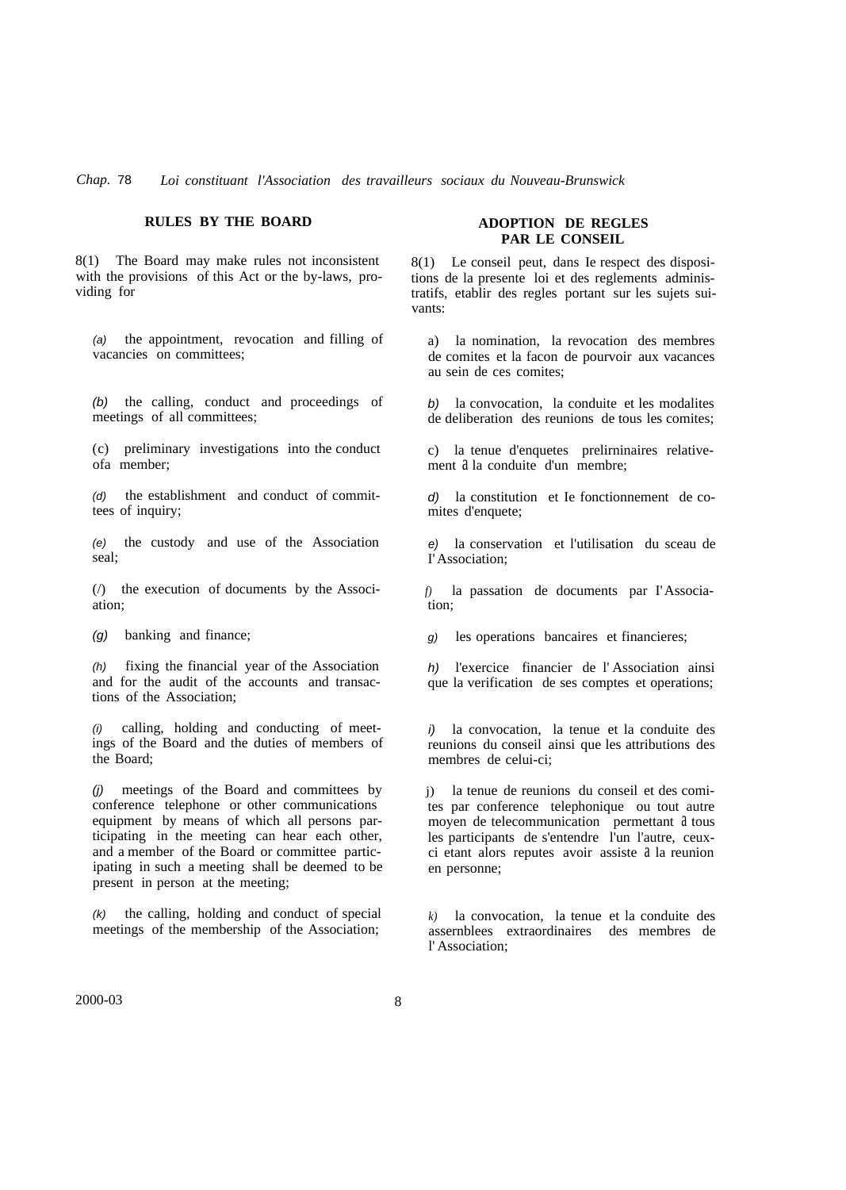## RULES BY THE BOARD

8(1) The Board may make rules not inconsistent with the provisions of this Act or the by-laws, providing for

*(a)* the appointment, revocation and filling of vacancies on committees;

*(b)* the calling, conduct and proceedings of meetings of all committees;

(c) preliminary investigations into the conduct ofa member;

*(d)* the establishment and conduct of committees of inquiry;

*(e)* the custody and use of the Association seal;

(*f*) the execution of documents by the Association;

*(g)* banking and finance;

*(h)* fixing the financial year of the Association and for the audit of the accounts and transactions of the Association;

*(i)* calling, holding and conducting of meetings of the Board and the duties of members of the Board;

*(j)* meetings of the Board and committees by conference telephone or other communications equipment by means of which all persons participating in the meeting can hear each other, and a member of the Board or committee participating in such a meeting shall be deemed to be present in person at the meeting;

*(k)* the calling, holding and conduct of special meetings of the membership of the Association;

## ADOPTION DE REGLES PAR LE CONSEIL

8(1) Le conseil peut, dans Ie respect des dispositions de la presente loi et des reglements administratifs, etablir des regles portant sur les sujets suivants:

a) la nomination, la revocation des membres de comites et la facon de pourvoir aux vacances au sein de ces comites;

*b)* la convocation, la conduite et les modalites de deliberation des reunions de tous les comites;

c) la tenue d'enquetes prelirninaires relativement à la conduite d'un membre;

*d)* la constitution et Ie fonctionnement de comites d'enquete;

*e)* la conservation et l'utilisation du sceau de I'Association;

*f)* la passation de documents par I'Association;

*g)* les operations bancaires et financieres;

*h)* l'exercice financier de l'Association ainsi que la verification de ses comptes et operations;

*i)* la convocation, la tenue et la conduite des reunions du conseil ainsi que les attributions des membres de celui-ci;

j) la tenue de reunions du conseil et des comites par conference telephonique ou tout autre moyen de telecommunication permettant à tous les participants de s'entendre l'un l'autre, ceux-ci etant alors reputes avoir assiste à la reunion en personne;

*k)* la convocation, la tenue et la conduite des assernblees extraordinaires des membres de l'Association;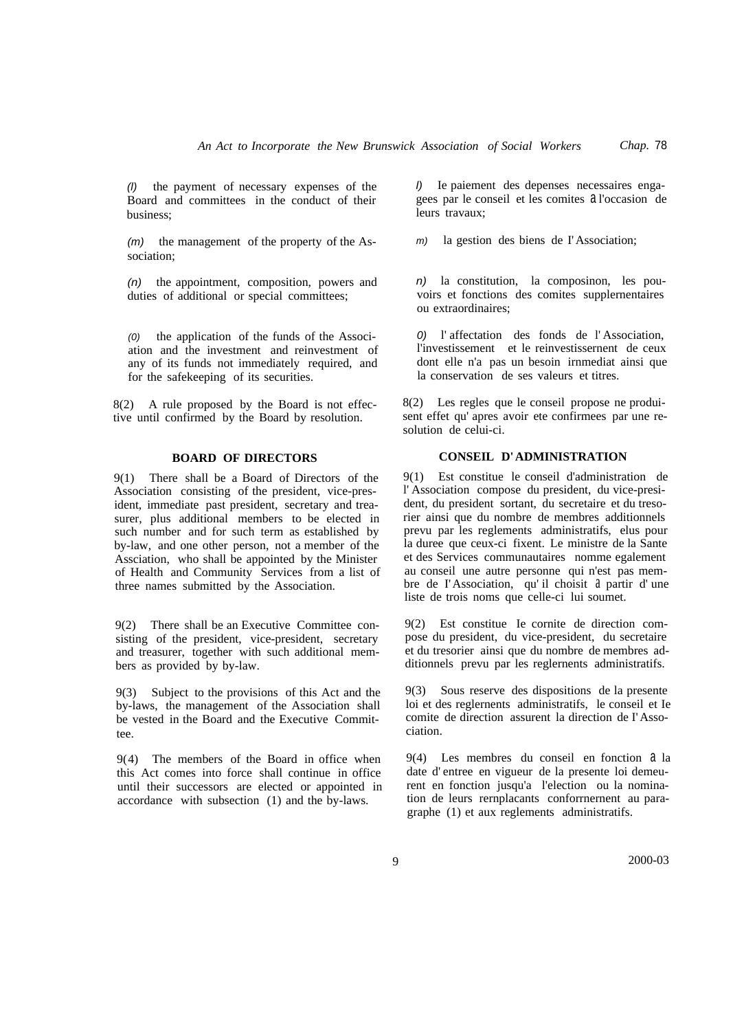*(l)* the payment of necessary expenses of the Board and committees in the conduct of their business;

*(m)* the management of the property of the Association;

*(n)* the appointment, composition, powers and duties of additional or special committees;

*(0)* the application of the funds of the Association and the investment and reinvestment of any of its funds not immediately required, and for the safekeeping of its securities.

8(2) A rule proposed by the Board is not effective until confirmed by the Board by resolution.

*l)* Ie paiement des depenses necessaires engagees par le conseil et les comites a l'occasion de leurs travaux;

*m)* la gestion des biens de I' Association;

*n)* la constitution, la composinon, les pouvoirs et fonctions des comites supplernentaires ou extraordinaires;

*0)* l' affectation des fonds de l' Association, l'investissement et le reinvestissernent de ceux dont elle n'a pas un besoin irnmediat ainsi que la conservation de ses valeurs et titres.

8(2) Les regles que le conseil propose ne produisent effet qu' apres avoir ete confirmees par une resolution de celui-ci.

**BOARD OF DIRECTORS**

9(1) There shall be a Board of Directors of the Association consisting of the president, vice-president, immediate past president, secretary and treasurer, plus additional members to be elected in such number and for such term as established by by-law, and one other person, not a member of the Assciation, who shall be appointed by the Minister of Health and Community Services from a list of three names submitted by the Association.

9(2) There shall be an Executive Committee consisting of the president, vice-president, secretary and treasurer, together with such additional members as provided by by-law.

9(3) Subject to the provisions of this Act and the by-laws, the management of the Association shall be vested in the Board and the Executive Committee.

9(4) The members of the Board in office when this Act comes into force shall continue in office until their successors are elected or appointed in accordance with subsection (1) and the by-laws.

**CONSEIL D' ADMINISTRATION**

9(1) Est constitue le conseil d'administration de l' Association compose du president, du vice-president, du president sortant, du secretaire et du tresorier ainsi que du nombre de membres additionnels prevu par les reglements administratifs, elus pour la duree que ceux-ci fixent. Le ministre de la Sante et des Services communautaires nomme egalement au conseil une autre personne qui n'est pas membre de I' Association, qu' il choisit a partir d' une liste de trois noms que celle-ci lui soumet.

9(2) Est constitue Ie cornite de direction compose du president, du vice-president, du secretaire et du tresorier ainsi que du nombre de membres additionnels prevu par les reglernents administratifs.

9(3) Sous reserve des dispositions de la presente loi et des reglernents administratifs, le conseil et Ie comite de direction assurent la direction de I' Association.

9(4) Les membres du conseil en fonction a la date d' entree en vigueur de la presente loi demeurent en fonction jusqu'a l'election ou la nomination de leurs rernplacants conforrnernent au paragraphe (1) et aux reglements administratifs.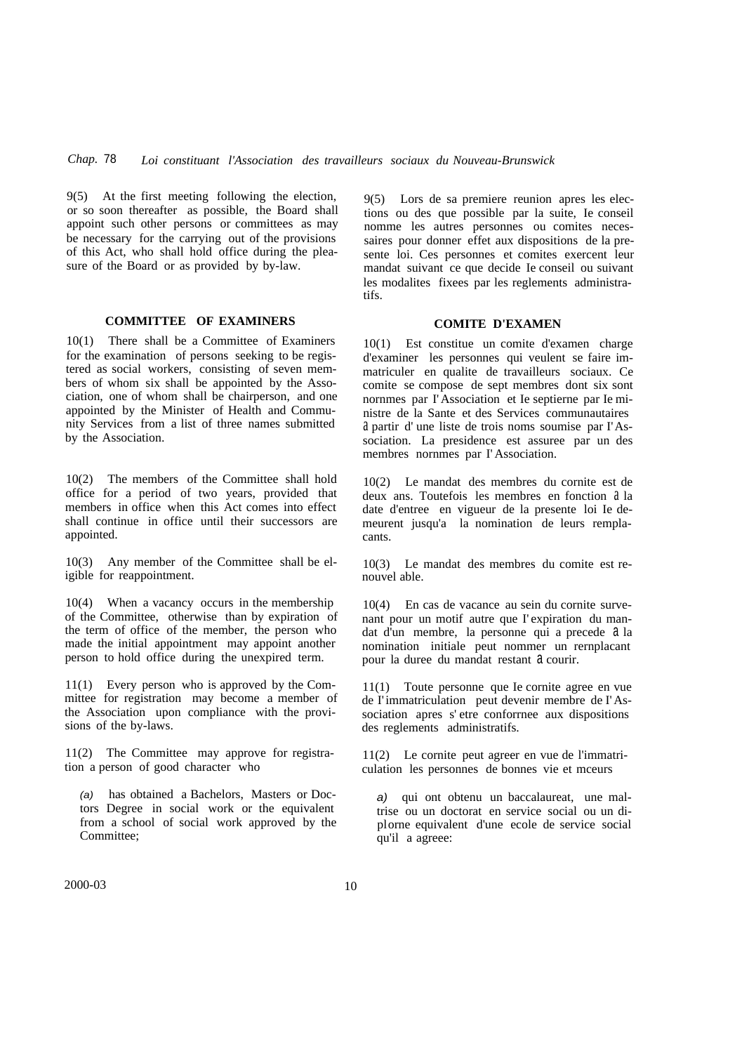9(5) At the first meeting following the election, or so soon thereafter as possible, the Board shall appoint such other persons or committees as may be necessary for the carrying out of the provisions of this Act, who shall hold office during the pleasure of the Board or as provided by by-law.

## COMMITTEE OF EXAMINERS

10(1) There shall be a Committee of Examiners for the examination of persons seeking to be registered as social workers, consisting of seven members of whom six shall be appointed by the Association, one of whom shall be chairperson, and one appointed by the Minister of Health and Community Services from a list of three names submitted by the Association.

10(2) The members of the Committee shall hold office for a period of two years, provided that members in office when this Act comes into effect shall continue in office until their successors are appointed.

10(3) Any member of the Committee shall be eligible for reappointment.

10(4) When a vacancy occurs in the membership of the Committee, otherwise than by expiration of the term of office of the member, the person who made the initial appointment may appoint another person to hold office during the unexpired term.

11(1) Every person who is approved by the Committee for registration may become a member of the Association upon compliance with the provisions of the by-laws.

11(2) The Committee may approve for registration a person of good character who

*(a)* has obtained a Bachelors, Masters or Doctors Degree in social work or the equivalent from a school of social work approved by the Committee;

9(5) Lors de sa premiere reunion apres les elections ou des que possible par la suite, le conseil nomme les autres personnes ou comites necessaires pour donner effet aux dispositions de la presente loi. Ces personnes et comites exercent leur mandat suivant ce que decide le conseil ou suivant les modalites fixees par les reglements administratifs.

## COMITE D'EXAMEN

10(1) Est constitue un comite d'examen charge d'examiner les personnes qui veulent se faire immatriculer en qualite de travailleurs sociaux. Ce comite se compose de sept membres dont six sont nommes par l'Association et le septieme par le ministre de la Sante et des Services communautaires à partir d'une liste de trois noms soumise par l'Association. La presidence est assuree par un des membres nommes par l'Association.

10(2) Le mandat des membres du comite est de deux ans. Toutefois les membres en fonction à la date d'entree en vigueur de la presente loi le demeurent jusqu'a la nomination de leurs remplacants.

10(3) Le mandat des membres du comite est renouvelable.

10(4) En cas de vacance au sein du comite survenant pour un motif autre que l'expiration du mandat d'un membre, la personne qui a precede à la nomination initiale peut nommer un remplacant pour la duree du mandat restant à courir.

11(1) Toute personne que le comite agree en vue de l'immatriculation peut devenir membre de l'Association apres s'etre conformee aux dispositions des reglements administratifs.

11(2) Le comite peut agreer en vue de l'immatriculation les personnes de bonnes vie et mœurs

*a)* qui ont obtenu un baccalaureat, une maîtrise ou un doctorat en service social ou un diplome equivalent d'une ecole de service social qu'il a agreee: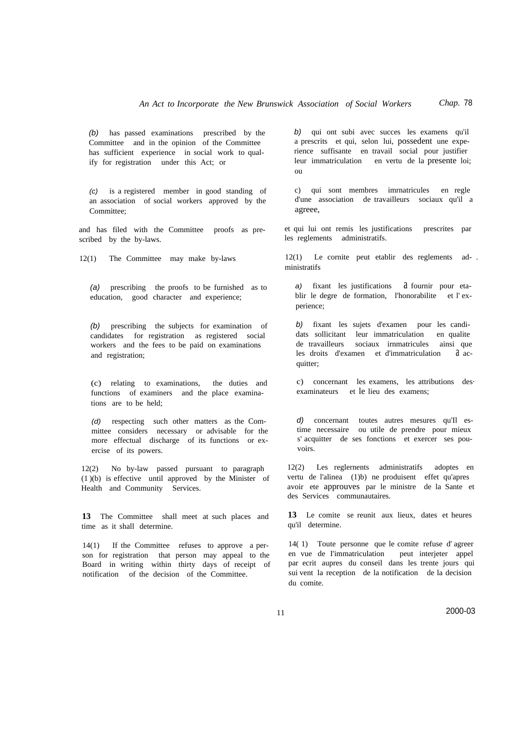(*b*) has passed examinations prescribed by the Committee and in the opinion of the Committee has sufficient experience in social work to qualify for registration under this Act; or

(*c*) is a registered member in good standing of an association of social workers approved by the Committee;

and has filed with the Committee proofs as prescribed by the by-laws.

12(1) The Committee may make by-laws

(*a*) prescribing the proofs to be furnished as to education, good character and experience;

(*b*) prescribing the subjects for examination of candidates for registration as registered social workers and the fees to be paid on examinations and registration;

(c) relating to examinations, the duties and functions of examiners and the place examinations are to be held;

(*d*) respecting such other matters as the Committee considers necessary or advisable for the more effectual discharge of its functions or exercise of its powers.

12(2) No by-law passed pursuant to paragraph (1)(b) is effective until approved by the Minister of Health and Community Services.

**13** The Committee shall meet at such places and time as it shall determine.

14(1) If the Committee refuses to approve a person for registration that person may appeal to the Board in writing within thirty days of receipt of notification of the decision of the Committee.

*b)* qui ont subi avec succes les examens qu'il a prescrits et qui, selon lui, possedent une experience suffisante en travail social pour justifier leur immatriculation en vertu de la presente loi; ou

c) qui sont membres imrnatricules en regle d'une association de travailleurs sociaux qu'il a agreee,

et qui lui ont remis les justifications prescrites par les reglements administratifs.

12(1) Le cornite peut etablir des reglements administratifs

*a)* fixant les justifications à fournir pour etablir le degre de formation, l'honorabilite et l'experience;

*b)* fixant les sujets d'examen pour les candidats sollicitant leur immatriculation en qualite de travailleurs sociaux irnmatricules ainsi que les droits d'examen et d'immatriculation à acquitter;

c) concernant les examens, les attributions des examinateurs et le lieu des examens;

*d)* concernant toutes autres mesures qu'Il estime necessaire ou utile de prendre pour mieux s'acquitter de ses fonctions et exercer ses pouvoirs.

12(2) Les reglernents administratifs adoptes en vertu de l'alinea (1)b) ne produisent effet qu'apres avoir ete approuves par le ministre de la Sante et des Services communautaires.

**13** Le comite se reunit aux lieux, dates et heures qu'il determine.

14(1) Toute personne que le comite refuse d'agreer en vue de I'immatriculation peut interjeter appel par ecrit aupres du conseil dans les trente jours qui suivent la reception de la notification de la decision du comite.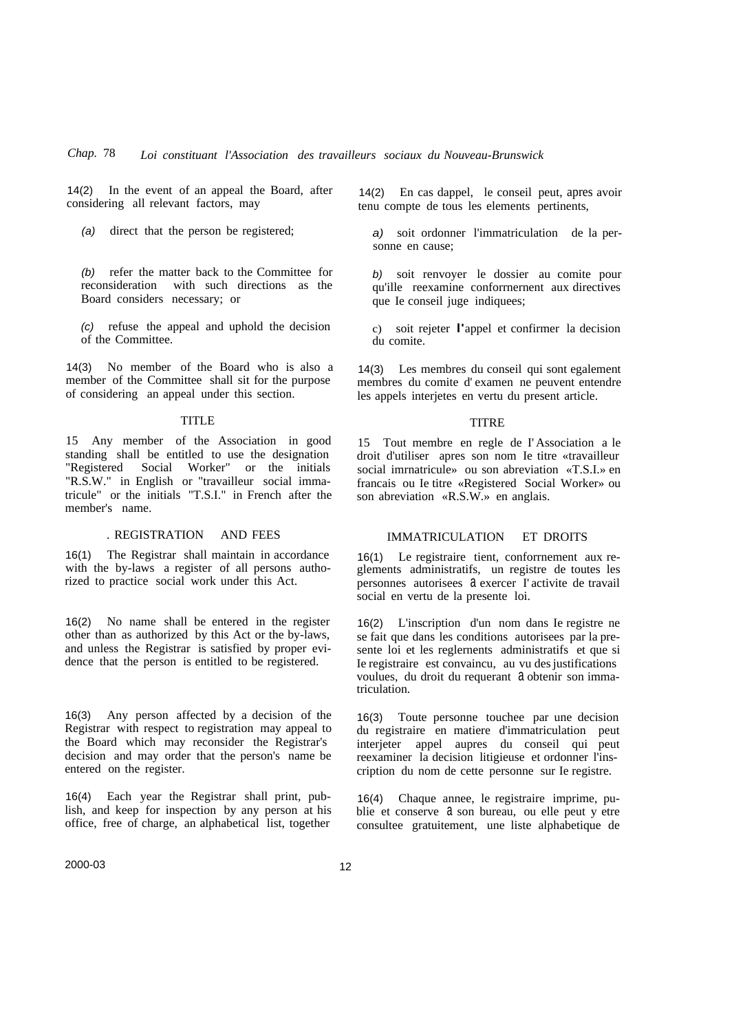14(2) In the event of an appeal the Board, after considering all relevant factors, may

*(a)* direct that the person be registered;

*(b)* refer the matter back to the Committee for reconsideration with such directions as the Board considers necessary; or

*(c)* refuse the appeal and uphold the decision of the Committee.

14(3) No member of the Board who is also a member of the Committee shall sit for the purpose of considering an appeal under this section.

## TITLE

15 Any member of the Association in good standing shall be entitled to use the designation "Registered Social Worker" or the initials "R.S.W." in English or "travailleur social immatricule" or the initials "T.S.I." in French after the member's name.

## . REGISTRATION AND FEES

16(1) The Registrar shall maintain in accordance with the by-laws a register of all persons authorized to practice social work under this Act.

16(2) No name shall be entered in the register other than as authorized by this Act or the by-laws, and unless the Registrar is satisfied by proper evidence that the person is entitled to be registered.

16(3) Any person affected by a decision of the Registrar with respect to registration may appeal to the Board which may reconsider the Registrar's decision and may order that the person's name be entered on the register.

16(4) Each year the Registrar shall print, publish, and keep for inspection by any person at his office, free of charge, an alphabetical list, together

14(2) En cas dappel, le conseil peut, apres avoir tenu compte de tous les elements pertinents,

*a)* soit ordonner l'immatriculation de la personne en cause;

*b)* soit renvoyer le dossier au comite pour qu'ille reexamine conforrnernent aux directives que Ie conseil juge indiquees;

c) soit rejeter l'appel et confirmer la decision du comite.

14(3) Les membres du conseil qui sont egalement membres du comite d' examen ne peuvent entendre les appels interjetes en vertu du present article.

## TITRE

15 Tout membre en regle de I' Association a le droit d'utiliser apres son nom Ie titre «travailleur social imrnatricule» ou son abreviation «T.S.I.» en francais ou Ie titre «Registered Social Worker» ou son abreviation «R.S.W.» en anglais.

## IMMATRICULATION ET DROITS

16(1) Le registraire tient, conforrnement aux reglements administratifs, un registre de toutes les personnes autorisees à exercer I' activite de travail social en vertu de la presente loi.

16(2) L'inscription d'un nom dans Ie registre ne se fait que dans les conditions autorisees par la presente loi et les reglernents administratifs et que si Ie registraire est convaincu, au vu des justifications voulues, du droit du requerant à obtenir son immatriculation.

16(3) Toute personne touchee par une decision du registraire en matiere d'immatriculation peut interjeter appel aupres du conseil qui peut reexaminer la decision litigieuse et ordonner l'inscription du nom de cette personne sur Ie registre.

16(4) Chaque annee, le registraire imprime, publie et conserve à son bureau, ou elle peut y etre consultee gratuitement, une liste alphabetique de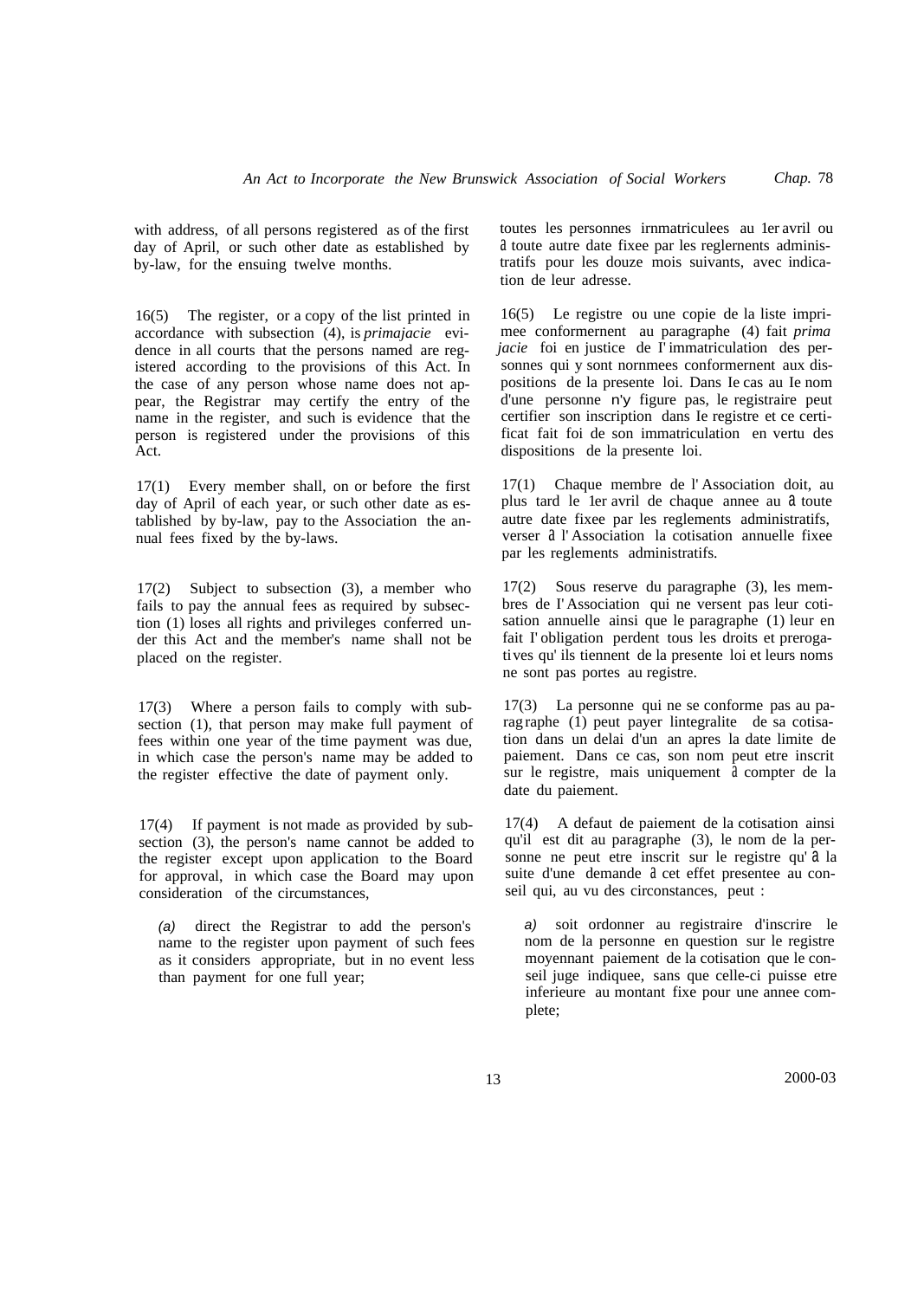with address, of all persons registered as of the first day of April, or such other date as established by by-law, for the ensuing twelve months.

toutes les personnes irnmatriculees au 1er avril ou à toute autre date fixee par les reglernents administratifs pour les douze mois suivants, avec indication de leur adresse.

16(5) The register, or a copy of the list printed in accordance with subsection (4), is *primajacie* evidence in all courts that the persons named are registered according to the provisions of this Act. In the case of any person whose name does not appear, the Registrar may certify the entry of the name in the register, and such is evidence that the person is registered under the provisions of this Act.

16(5) Le registre ou une copie de la liste imprimee conformernent au paragraphe (4) fait *prima jacie* foi en justice de I'immatriculation des personnes qui y sont nornmees conformernent aux dispositions de la presente loi. Dans Ie cas au Ie nom d'une personne n'y figure pas, le registraire peut certifier son inscription dans Ie registre et ce certificat fait foi de son immatriculation en vertu des dispositions de la presente loi.

17(1) Every member shall, on or before the first day of April of each year, or such other date as established by by-law, pay to the Association the annual fees fixed by the by-laws.

17(1) Chaque membre de l'Association doit, au plus tard le 1er avril de chaque annee au à toute autre date fixee par les reglements administratifs, verser à l'Association la cotisation annuelle fixee par les reglements administratifs.

17(2) Subject to subsection (3), a member who fails to pay the annual fees as required by subsection (1) loses all rights and privileges conferred under this Act and the member's name shall not be placed on the register.

17(2) Sous reserve du paragraphe (3), les membres de I'Association qui ne versent pas leur cotisation annuelle ainsi que le paragraphe (1) leur en fait I'obligation perdent tous les droits et prerogatives qu'ils tiennent de la presente loi et leurs noms ne sont pas portes au registre.

17(3) Where a person fails to comply with subsection (1), that person may make full payment of fees within one year of the time payment was due, in which case the person's name may be added to the register effective the date of payment only.

17(3) La personne qui ne se conforme pas au paragraphe (1) peut payer lintegralite de sa cotisation dans un delai d'un an apres la date limite de paiement. Dans ce cas, son nom peut etre inscrit sur le registre, mais uniquement à compter de la date du paiement.

17(4) If payment is not made as provided by subsection (3), the person's name cannot be added to the register except upon application to the Board for approval, in which case the Board may upon consideration of the circumstances,

*(a)* direct the Registrar to add the person's name to the register upon payment of such fees as it considers appropriate, but in no event less than payment for one full year;

17(4) A defaut de paiement de la cotisation ainsi qu'il est dit au paragraphe (3), le nom de la personne ne peut etre inscrit sur le registre qu'à la suite d'une demande à cet effet presentee au conseil qui, au vu des circonstances, peut :

*a)* soit ordonner au registraire d'inscrire le nom de la personne en question sur le registre moyennant paiement de la cotisation que le conseil juge indiquee, sans que celle-ci puisse etre inferieure au montant fixe pour une annee complete;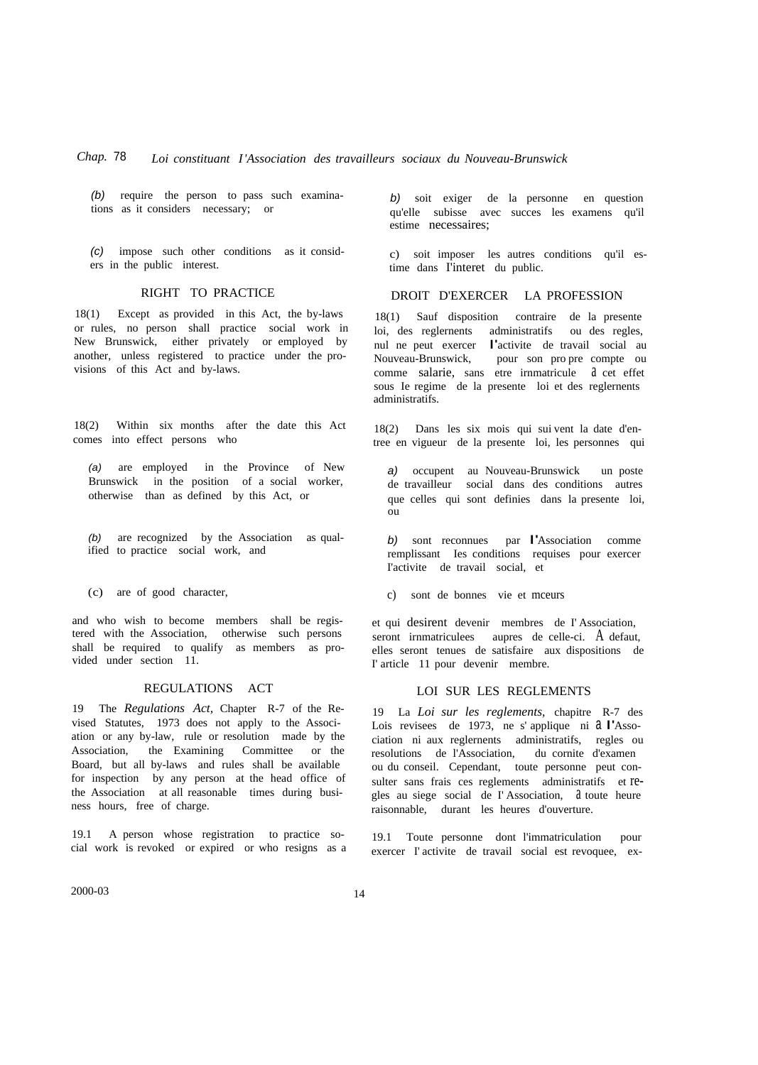(b) require the person to pass such examinations as it considers necessary; or

(c) impose such other conditions as it considers in the public interest.

b) soit exiger de la personne en question qu'elle subisse avec succes les examens qu'il estime necessaires;

c) soit imposer les autres conditions qu'il estime dans l'interet du public.

## RIGHT TO PRACTICE

18(1) Except as provided in this Act, the by-laws or rules, no person shall practice social work in New Brunswick, either privately or employed by another, unless registered to practice under the provisions of this Act and by-laws.

18(2) Within six months after the date this Act comes into effect persons who

(a) are employed in the Province of New Brunswick in the position of a social worker, otherwise than as defined by this Act, or

(b) are recognized by the Association as qualified to practice social work, and

(c) are of good character,

and who wish to become members shall be registered with the Association, otherwise such persons shall be required to qualify as members as provided under section 11.

## DROIT D'EXERCER LA PROFESSION

18(1) Sauf disposition contraire de la presente loi, des reglernents administratifs ou des regles, nul ne peut exercer l'activite de travail social au Nouveau-Brunswick, pour son propre compte ou comme salarie, sans etre irnmatricule à cet effet sous Ie regime de la presente loi et des reglernents administratifs.

18(2) Dans les six mois qui suivent la date d'entree en vigueur de la presente loi, les personnes qui

a) occupent au Nouveau-Brunswick un poste de travailleur social dans des conditions autres que celles qui sont definies dans la presente loi, ou

b) sont reconnues par l'Association comme remplissant Ies conditions requises pour exercer l'activite de travail social, et

c) sont de bonnes vie et mceurs

et qui desirent devenir membres de I' Association, seront irnmatriculees aupres de celle-ci. A defaut, elles seront tenues de satisfaire aux dispositions de I' article 11 pour devenir membre.

## REGULATIONS ACT

19 The *Regulations Act*, Chapter R-7 of the Revised Statutes, 1973 does not apply to the Association or any by-law, rule or resolution made by the Association, the Examining Committee or the Board, but all by-laws and rules shall be available for inspection by any person at the head office of the Association at all reasonable times during business hours, free of charge.

19.1 A person whose registration to practice social work is revoked or expired or who resigns as a

## LOI SUR LES REGLEMENTS

19 La *Loi sur les reglements*, chapitre R-7 des Lois revisees de 1973, ne s' applique ni à l'Association ni aux reglernents administratifs, regles ou resolutions de l'Association, du cornite d'examen ou du conseil. Cependant, toute personne peut consulter sans frais ces reglements administratifs et regles au siege social de I' Association, à toute heure raisonnable, durant les heures d'ouverture.

19.1 Toute personne dont l'immatriculation pour exercer I' activite de travail social est revoquee, ex-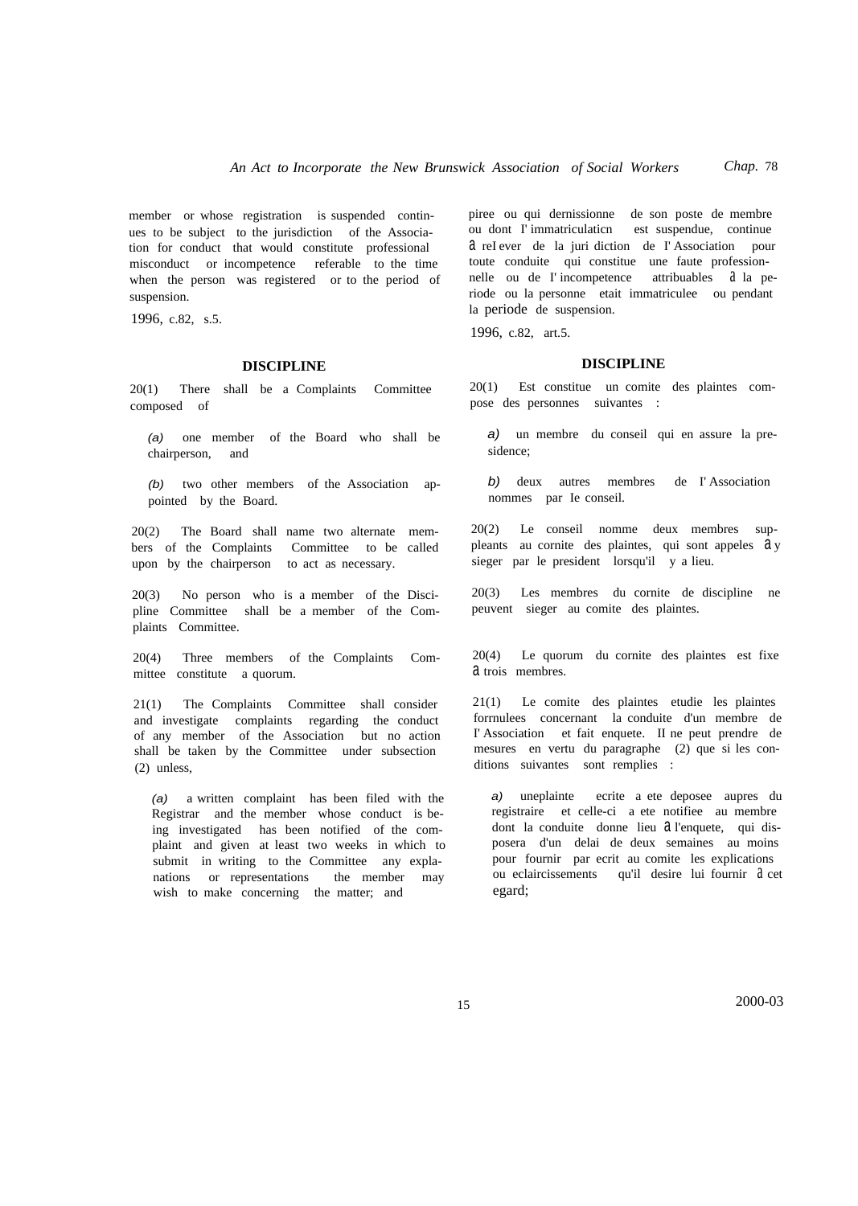member or whose registration is suspended continues to be subject to the jurisdiction of the Association for conduct that would constitute professional misconduct or incompetence referable to the time when the person was registered or to the period of suspension.

1996, c.82, s.5.

piree ou qui dernissionne de son poste de membre ou dont I' immatriculaticn est suspendue, continue à reI ever de la juri diction de I' Association pour toute conduite qui constitue une faute professionnelle ou de I' incompetence attribuables à la periode ou la personne etait immatriculee ou pendant la periode de suspension.

1996, c.82, art.5.

## DISCIPLINE

20(1) There shall be a Complaints Committee composed of

*(a)* one member of the Board who shall be chairperson, and

*(b)* two other members of the Association appointed by the Board.

20(2) The Board shall name two alternate members of the Complaints Committee to be called upon by the chairperson to act as necessary.

20(3) No person who is a member of the Discipline Committee shall be a member of the Complaints Committee.

20(4) Three members of the Complaints Committee constitute a quorum.

21(1) The Complaints Committee shall consider and investigate complaints regarding the conduct of any member of the Association but no action shall be taken by the Committee under subsection (2) unless,

*(a)* a written complaint has been filed with the Registrar and the member whose conduct is being investigated has been notified of the complaint and given at least two weeks in which to submit in writing to the Committee any explanations or representations the member may wish to make concerning the matter; and

## DISCIPLINE

20(1) Est constitue un comite des plaintes compose des personnes suivantes :

*a)* un membre du conseil qui en assure la presidence;

*b)* deux autres membres de I' Association nommes par Ie conseil.

20(2) Le conseil nomme deux membres suppleants au cornite des plaintes, qui sont appeles à y sieger par le president lorsqu'il y a lieu.

20(3) Les membres du cornite de discipline ne peuvent sieger au comite des plaintes.

20(4) Le quorum du cornite des plaintes est fixe à trois membres.

21(1) Le comite des plaintes etudie les plaintes forrnulees concernant la conduite d'un membre de I' Association et fait enquete. II ne peut prendre de mesures en vertu du paragraphe (2) que si les conditions suivantes sont remplies :

*a)* uneplainte ecrite a ete deposee aupres du registraire et celle-ci a ete notifiee au membre dont la conduite donne lieu à l'enquete, qui disposera d'un delai de deux semaines au moins pour fournir par ecrit au comite les explications ou eclaircissements qu'il desire lui fournir à cet egard;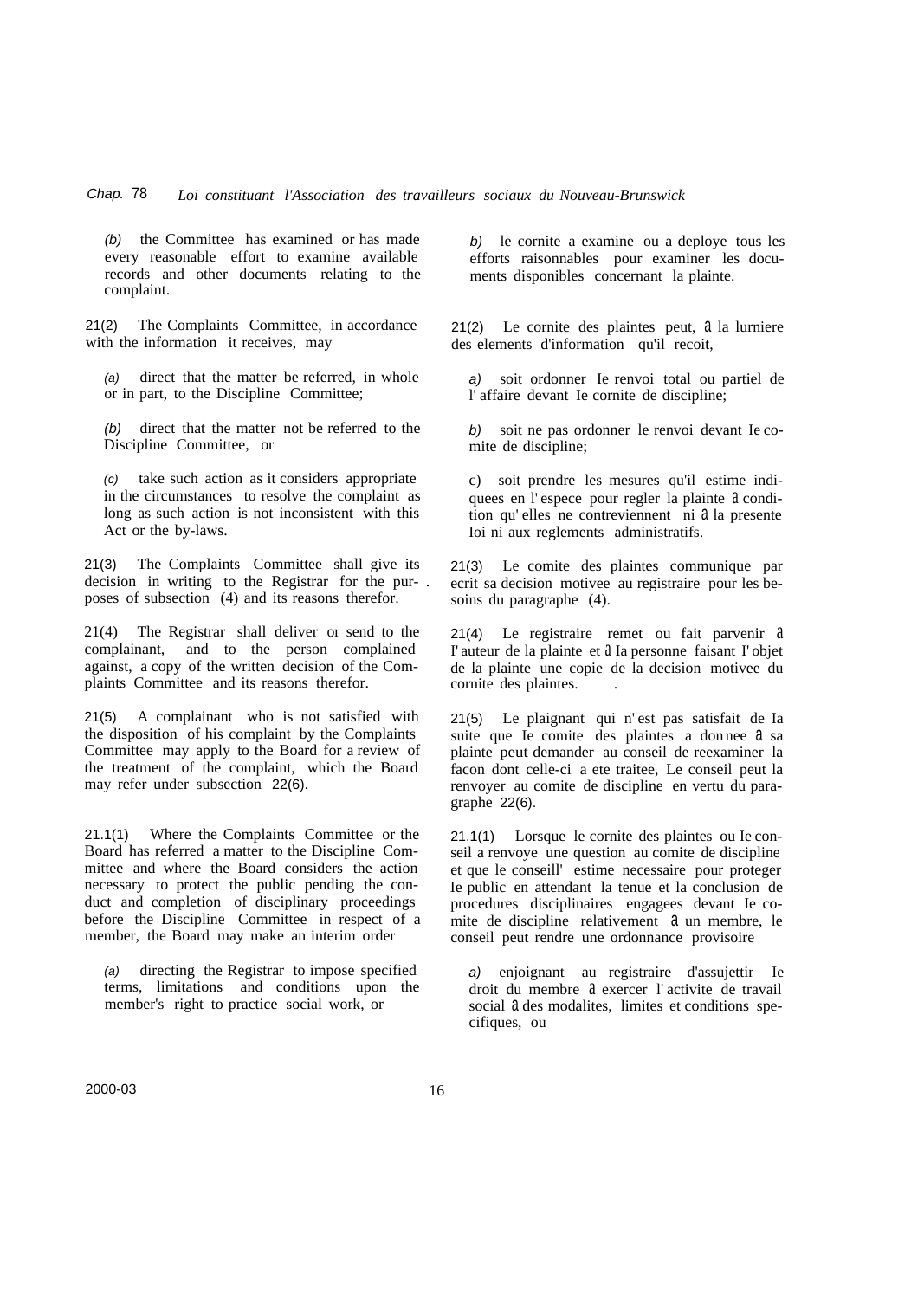(b) the Committee has examined or has made every reasonable effort to examine available records and other documents relating to the complaint.

21(2) The Complaints Committee, in accordance with the information it receives, may

(a) direct that the matter be referred, in whole or in part, to the Discipline Committee;

(b) direct that the matter not be referred to the Discipline Committee, or

(c) take such action as it considers appropriate in the circumstances to resolve the complaint as long as such action is not inconsistent with this Act or the by-laws.

21(3) The Complaints Committee shall give its decision in writing to the Registrar for the purposes of subsection (4) and its reasons therefor.

21(4) The Registrar shall deliver or send to the complainant, and to the person complained against, a copy of the written decision of the Complaints Committee and its reasons therefor.

21(5) A complainant who is not satisfied with the disposition of his complaint by the Complaints Committee may apply to the Board for a review of the treatment of the complaint, which the Board may refer under subsection 22(6).

21.1(1) Where the Complaints Committee or the Board has referred a matter to the Discipline Committee and where the Board considers the action necessary to protect the public pending the conduct and completion of disciplinary proceedings before the Discipline Committee in respect of a member, the Board may make an interim order

(a) directing the Registrar to impose specified terms, limitations and conditions upon the member's right to practice social work, or

b) le cornite a examine ou a deploye tous les efforts raisonnables pour examiner les documents disponibles concernant la plainte.

21(2) Le cornite des plaintes peut, à la lurniere des elements d'information qu'il recoit,

a) soit ordonner Ie renvoi total ou partiel de l' affaire devant Ie cornite de discipline;

b) soit ne pas ordonner le renvoi devant Ie comite de discipline;

c) soit prendre les mesures qu'il estime indiquees en l' espece pour regler la plainte à condition qu' elles ne contreviennent ni à la presente Ioi ni aux reglements administratifs.

21(3) Le comite des plaintes communique par ecrit sa decision motivee au registraire pour les besoins du paragraphe (4).

21(4) Le registraire remet ou fait parvenir à I' auteur de la plainte et à Ia personne faisant I' objet de la plainte une copie de la decision motivee du cornite des plaintes.

21(5) Le plaignant qui n' est pas satisfait de Ia suite que Ie comite des plaintes a donnee à sa plainte peut demander au conseil de reexaminer la facon dont celle-ci a ete traitee, Le conseil peut la renvoyer au comite de discipline en vertu du paragraphe 22(6).

21.1(1) Lorsque le cornite des plaintes ou Ie conseil a renvoye une question au comite de discipline et que le conseill' estime necessaire pour proteger Ie public en attendant la tenue et la conclusion de procedures disciplinaires engagees devant Ie comite de discipline relativement à un membre, le conseil peut rendre une ordonnance provisoire

a) enjoignant au registraire d'assujettir Ie droit du membre à exercer l' activite de travail social à des modalites, limites et conditions specifiques, ou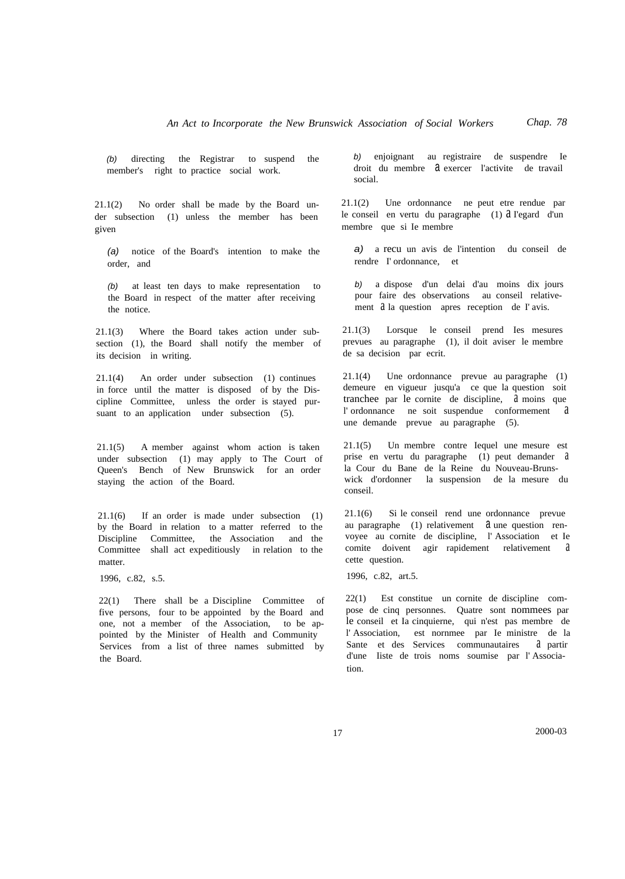(b) directing the Registrar to suspend the member's right to practice social work.

b) enjoignant au registraire de suspendre Ie droit du membre à exercer l'activite de travail social.

21.1(2) No order shall be made by the Board under subsection (1) unless the member has been given

(a) notice of the Board's intention to make the order, and

(b) at least ten days to make representation to the Board in respect of the matter after receiving the notice.

21.1(2) Une ordonnance ne peut etre rendue par le conseil en vertu du paragraphe (1) à I'egard d'un membre que si Ie membre

a) a recu un avis de l'intention du conseil de rendre I' ordonnance, et

b) a dispose d'un delai d'au moins dix jours pour faire des observations au conseil relativement à la question apres reception de I' avis.

21.1(3) Where the Board takes action under subsection (1), the Board shall notify the member of its decision in writing.

21.1(3) Lorsque le conseil prend Ies mesures prevues au paragraphe (1), il doit aviser le membre de sa decision par ecrit.

21.1(4) An order under subsection (1) continues in force until the matter is disposed of by the Discipline Committee, unless the order is stayed pursuant to an application under subsection (5).

21.1(4) Une ordonnance prevue au paragraphe (1) demeure en vigueur jusqu'a ce que la question soit tranchee par le cornite de discipline, à moins que l' ordonnance ne soit suspendue conformement à une demande prevue au paragraphe (5).

21.1(5) A member against whom action is taken under subsection (1) may apply to The Court of Queen's Bench of New Brunswick for an order staying the action of the Board.

21.1(5) Un membre contre Iequel une mesure est prise en vertu du paragraphe (1) peut demander à la Cour du Bane de la Reine du Nouveau-Brunswick d'ordonner la suspension de la mesure du conseil.

21.1(6) If an order is made under subsection (1) by the Board in relation to a matter referred to the Discipline Committee, the Association and the Committee shall act expeditiously in relation to the matter.

21.1(6) Si le conseil rend une ordonnance prevue au paragraphe (1) relativement à une question renvoyee au cornite de discipline, l' Association et Ie comite doivent agir rapidement relativement à cette question.

1996, c.82, s.5.

1996, c.82, art.5.

22(1) There shall be a Discipline Committee of five persons, four to be appointed by the Board and one, not a member of the Association, to be appointed by the Minister of Health and Community Services from a list of three names submitted by the Board.

22(1) Est constitue un cornite de discipline compose de cinq personnes. Quatre sont nommees par le conseil et Ia cinquierne, qui n'est pas membre de l' Association, est nornmee par Ie ministre de la Sante et des Services communautaires à partir d'une Iiste de trois noms soumise par l' Association.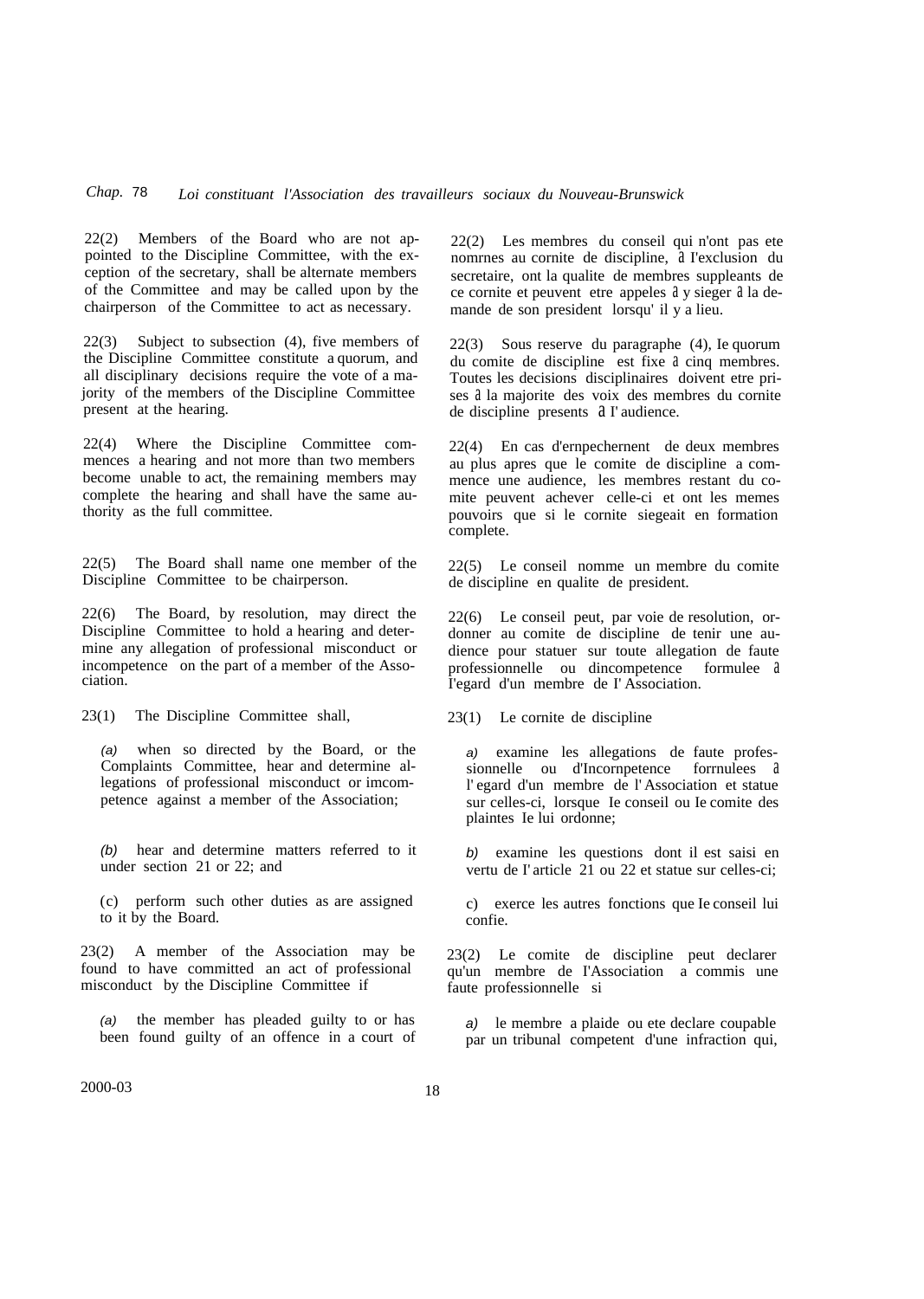22(2) Members of the Board who are not appointed to the Discipline Committee, with the exception of the secretary, shall be alternate members of the Committee and may be called upon by the chairperson of the Committee to act as necessary.

22(3) Subject to subsection (4), five members of the Discipline Committee constitute a quorum, and all disciplinary decisions require the vote of a majority of the members of the Discipline Committee present at the hearing.

22(4) Where the Discipline Committee commences a hearing and not more than two members become unable to act, the remaining members may complete the hearing and shall have the same authority as the full committee.

22(5) The Board shall name one member of the Discipline Committee to be chairperson.

22(6) The Board, by resolution, may direct the Discipline Committee to hold a hearing and determine any allegation of professional misconduct or incompetence on the part of a member of the Association.

23(1) The Discipline Committee shall,

*(a)* when so directed by the Board, or the Complaints Committee, hear and determine allegations of professional misconduct or imcompetence against a member of the Association;

*(b)* hear and determine matters referred to it under section 21 or 22; and

(c) perform such other duties as are assigned to it by the Board.

23(2) A member of the Association may be found to have committed an act of professional misconduct by the Discipline Committee if

*(a)* the member has pleaded guilty to or has been found guilty of an offence in a court of

22(2) Les membres du conseil qui n'ont pas ete nomrnes au cornite de discipline, à I'exclusion du secretaire, ont la qualite de membres suppleants de ce cornite et peuvent etre appeles à y sieger à la demande de son president lorsqu' il y a lieu.

22(3) Sous reserve du paragraphe (4), Ie quorum du comite de discipline est fixe à cinq membres. Toutes les decisions disciplinaires doivent etre prises à la majorite des voix des membres du cornite de discipline presents à I' audience.

22(4) En cas d'ernpechernent de deux membres au plus apres que le comite de discipline a commence une audience, les membres restant du comite peuvent achever celle-ci et ont les memes pouvoirs que si le cornite siegeait en formation complete.

22(5) Le conseil nomme un membre du comite de discipline en qualite de president.

22(6) Le conseil peut, par voie de resolution, ordonner au comite de discipline de tenir une audience pour statuer sur toute allegation de faute professionnelle ou dincompetence formulee à I'egard d'un membre de I' Association.

23(1) Le cornite de discipline

*a)* examine les allegations de faute professionnelle ou d'Incornpetence forrnulees à l' egard d'un membre de l' Association et statue sur celles-ci, lorsque Ie conseil ou Ie comite des plaintes Ie lui ordonne;

*b)* examine les questions dont il est saisi en vertu de I' article 21 ou 22 et statue sur celles-ci;

c) exerce les autres fonctions que Ie conseil lui confie.

23(2) Le comite de discipline peut declarer qu'un membre de I'Association a commis une faute professionnelle si

*a)* le membre a plaide ou ete declare coupable par un tribunal competent d'une infraction qui,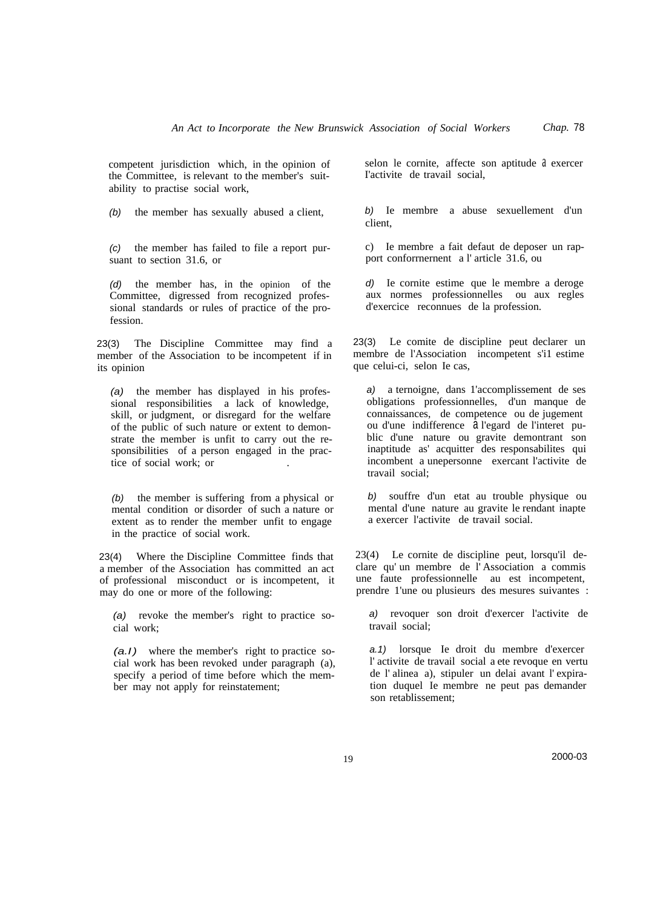competent jurisdiction which, in the opinion of the Committee, is relevant to the member's suitability to practise social work,

*(b)* the member has sexually abused a client,

*(c)* the member has failed to file a report pursuant to section 31.6, or

*(d)* the member has, in the opinion of the Committee, digressed from recognized professional standards or rules of practice of the profession.

selon le cornite, affecte son aptitude à exercer l'activite de travail social,

*b)* Ie membre a abuse sexuellement d'un client,

c) Ie membre a fait defaut de deposer un rapport conforrnernent a l' article 31.6, ou

*d)* Ie cornite estime que le membre a deroge aux normes professionnelles ou aux regles d'exercice reconnues de la profession.

23(3) The Discipline Committee may find a member of the Association to be incompetent if in its opinion

*(a)* the member has displayed in his professional responsibilities a lack of knowledge, skill, or judgment, or disregard for the welfare of the public of such nature or extent to demonstrate the member is unfit to carry out the responsibilities of a person engaged in the practice of social work; or

*(b)* the member is suffering from a physical or mental condition or disorder of such a nature or extent as to render the member unfit to engage in the practice of social work.

23(3) Le comite de discipline peut declarer un membre de l'Association incompetent s'i1 estime que celui-ci, selon Ie cas,

*a)* a ternoigne, dans 1'accomplissement de ses obligations professionnelles, d'un manque de connaissances, de competence ou de jugement ou d'une indifference à l'egard de l'interet public d'une nature ou gravite demontrant son inaptitude as' acquitter des responsabilites qui incombent a unepersonne exercant l'activite de travail social;

*b)* souffre d'un etat au trouble physique ou mental d'une nature au gravite le rendant inapte a exercer l'activite de travail social.

23(4) Where the Discipline Committee finds that a member of the Association has committed an act of professional misconduct or is incompetent, it may do one or more of the following:

*(a)* revoke the member's right to practice social work;

*(a.1)* where the member's right to practice social work has been revoked under paragraph (a), specify a period of time before which the member may not apply for reinstatement;

23(4) Le cornite de discipline peut, lorsqu'il declare qu' un membre de l' Association a commis une faute professionnelle au est incompetent, prendre 1'une ou plusieurs des mesures suivantes :

*a)* revoquer son droit d'exercer l'activite de travail social;

*a.1)* lorsque Ie droit du membre d'exercer l' activite de travail social a ete revoque en vertu de l' alinea a), stipuler un delai avant l' expiration duquel Ie membre ne peut pas demander son retablissement;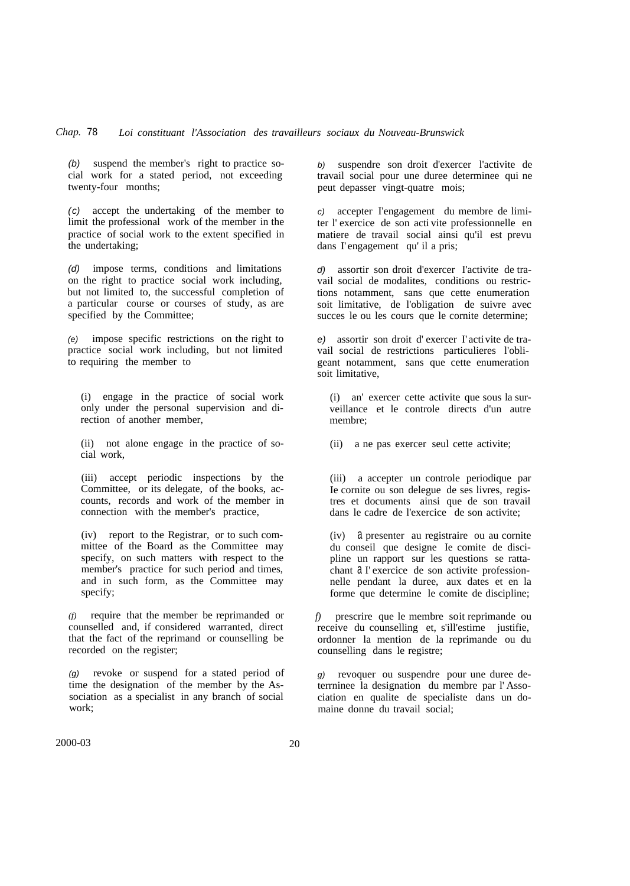*(b)* suspend the member's right to practice social work for a stated period, not exceeding twenty-four months;

*(c)* accept the undertaking of the member to limit the professional work of the member in the practice of social work to the extent specified in the undertaking;

*(d)* impose terms, conditions and limitations on the right to practice social work including, but not limited to, the successful completion of a particular course or courses of study, as are specified by the Committee;

*(e)* impose specific restrictions on the right to practice social work including, but not limited to requiring the member to

(i) engage in the practice of social work only under the personal supervision and direction of another member,

(ii) not alone engage in the practice of social work,

(iii) accept periodic inspections by the Committee, or its delegate, of the books, accounts, records and work of the member in connection with the member's practice,

(iv) report to the Registrar, or to such committee of the Board as the Committee may specify, on such matters with respect to the member's practice for such period and times, and in such form, as the Committee may specify;

*(f)* require that the member be reprimanded or counselled and, if considered warranted, direct that the fact of the reprimand or counselling be recorded on the register;

*(g)* revoke or suspend for a stated period of time the designation of the member by the Association as a specialist in any branch of social work;

*b)* suspendre son droit d'exercer l'activite de travail social pour une duree determinee qui ne peut depasser vingt-quatre mois;

*c)* accepter I'engagement du membre de limiter l' exercice de son acti vite professionnelle en matiere de travail social ainsi qu'il est prevu dans I' engagement qu' il a pris;

*d)* assortir son droit d'exercer I'activite de travail social de modalites, conditions ou restrictions notamment, sans que cette enumeration soit limitative, de l'obligation de suivre avec succes le ou les cours que le cornite determine;

*e)* assortir son droit d' exercer I' acti vite de travail social de restrictions particulieres l'obligeant notamment, sans que cette enumeration soit limitative,

(i) an' exercer cette activite que sous la surveillance et le controle directs d'un autre membre;

(ii) a ne pas exercer seul cette activite;

(iii) a accepter un controle periodique par Ie cornite ou son delegue de ses livres, registres et documents ainsi que de son travail dans le cadre de l'exercice de son activite;

(iv) a presenter au registraire ou au cornite du conseil que designe Ie comite de discipline un rapport sur les questions se rattachant a I' exercice de son activite professionnelle pendant la duree, aux dates et en la forme que determine le comite de discipline;

*f)* prescrire que le membre soit reprimande ou receive du counselling et, s'ill'estime justifie, ordonner la mention de la reprimande ou du counselling dans le registre;

*g)* revoquer ou suspendre pour une duree determinee la designation du membre par l' Association en qualite de specialiste dans un domaine donne du travail social;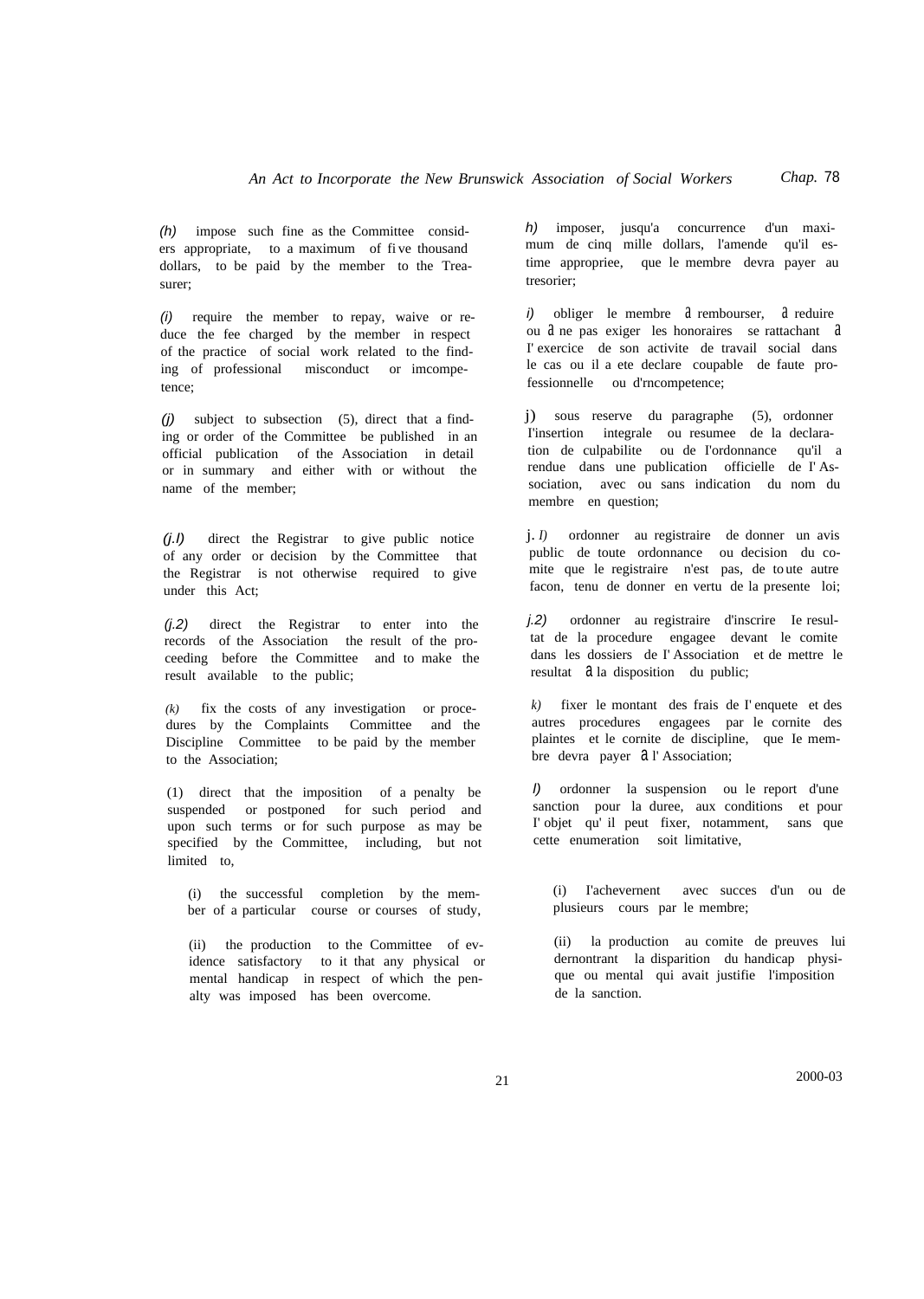*(h)* impose such fine as the Committee considers appropriate, to a maximum of five thousand dollars, to be paid by the member to the Treasurer;

*(i)* require the member to repay, waive or reduce the fee charged by the member in respect of the practice of social work related to the finding of professional misconduct or imcompetence;

*(j)* subject to subsection (5), direct that a finding or order of the Committee be published in an official publication of the Association in detail or in summary and either with or without the name of the member;

*(j.l)* direct the Registrar to give public notice of any order or decision by the Committee that the Registrar is not otherwise required to give under this Act;

*(j.2)* direct the Registrar to enter into the records of the Association the result of the proceeding before the Committee and to make the result available to the public;

*(k)* fix the costs of any investigation or procedures by the Complaints Committee and the Discipline Committee to be paid by the member to the Association;

(1) direct that the imposition of a penalty be suspended or postponed for such period and upon such terms or for such purpose as may be specified by the Committee, including, but not limited to,

(i) the successful completion by the member of a particular course or courses of study,

(ii) the production to the Committee of evidence satisfactory to it that any physical or mental handicap in respect of which the penalty was imposed has been overcome.

*h)* imposer, jusqu'a concurrence d'un maximum de cinq mille dollars, l'amende qu'il estime appropriee, que le membre devra payer au tresorier;

*i)* obliger le membre à rembourser, à reduire ou à ne pas exiger les honoraires se rattachant à l'exercice de son activite de travail social dans le cas ou il a ete declare coupable de faute professionnelle ou d'rncompetence;

j) sous reserve du paragraphe (5), ordonner l'insertion integrale ou resumee de la declaration de culpabilite ou de l'ordonnance qu'il a rendue dans une publication officielle de l'Association, avec ou sans indication du nom du membre en question;

j. *l)* ordonner au registraire de donner un avis public de toute ordonnance ou decision du comite que le registraire n'est pas, de toute autre facon, tenu de donner en vertu de la presente loi;

*j.2)* ordonner au registraire d'inscrire Ie resultat de la procedure engagee devant le comite dans les dossiers de l'Association et de mettre le resultat à la disposition du public;

*k)* fixer le montant des frais de l'enquete et des autres procedures engagees par le cornite des plaintes et le cornite de discipline, que Ie membre devra payer à l'Association;

*l)* ordonner la suspension ou le report d'une sanction pour la duree, aux conditions et pour l'objet qu'il peut fixer, notamment, sans que cette enumeration soit limitative,

(i) l'achevernent avec succes d'un ou de plusieurs cours par le membre;

(ii) la production au comite de preuves lui dernontrant la disparition du handicap physique ou mental qui avait justifie l'imposition de la sanction.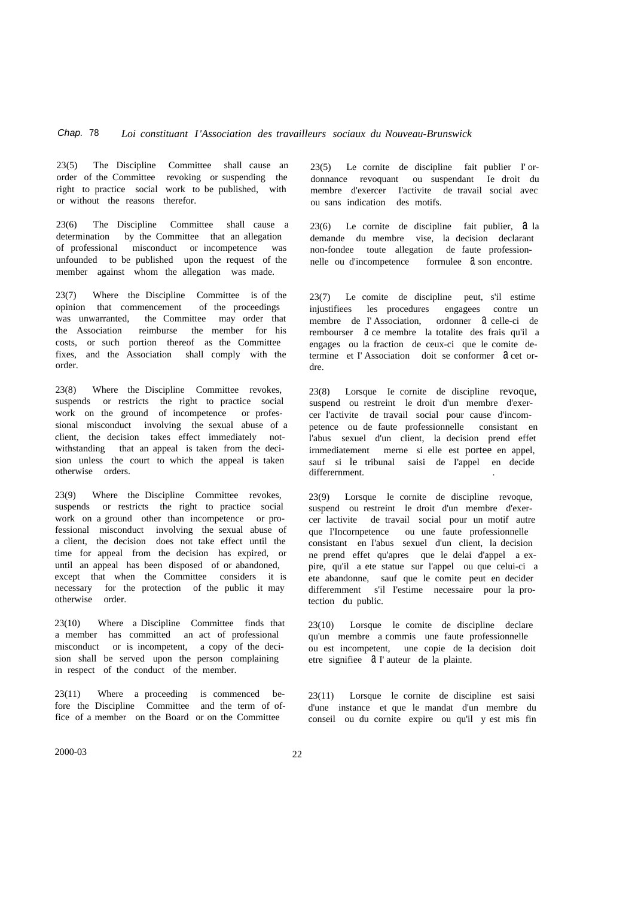23(5) The Discipline Committee shall cause an order of the Committee revoking or suspending the right to practice social work to be published, with or without the reasons therefor.

23(5) Le cornite de discipline fait publier I' ordonnance revoquant ou suspendant Ie droit du membre d'exercer I'activite de travail social avec ou sans indication des motifs.

23(6) The Discipline Committee shall cause a determination by the Committee that an allegation of professional misconduct or incompetence was unfounded to be published upon the request of the member against whom the allegation was made.

23(6) Le cornite de discipline fait publier, à la demande du membre vise, la decision declarant non-fondee toute allegation de faute professionnelle ou d'incompetence forrnulee à son encontre.

23(7) Where the Discipline Committee is of the opinion that commencement of the proceedings was unwarranted, the Committee may order that the Association reimburse the member for his costs, or such portion thereof as the Committee fixes, and the Association shall comply with the order.

23(7) Le comite de discipline peut, s'il estime injustifiees les procedures engagees contre un membre de I' Association, ordonner à celle-ci de rembourser à ce membre la totalite des frais qu'il a engages ou la fraction de ceux-ci que le comite determine et I' Association doit se conformer à cet ordre.

23(8) Where the Discipline Committee revokes, suspends or restricts the right to practice social work on the ground of incompetence or professional misconduct involving the sexual abuse of a client, the decision takes effect immediately notwithstanding that an appeal is taken from the decision unless the court to which the appeal is taken otherwise orders.

23(8) Lorsque Ie cornite de discipline revoque, suspend ou restreint le droit d'un membre d'exercer l'activite de travail social pour cause d'incompetence ou de faute professionnelle consistant en l'abus sexuel d'un client, la decision prend effet irnmediatement merne si elle est portee en appel, sauf si le tribunal saisi de I'appel en decide differernment.

23(9) Where the Discipline Committee revokes, suspends or restricts the right to practice social work on a ground other than incompetence or professional misconduct involving the sexual abuse of a client, the decision does not take effect until the time for appeal from the decision has expired, or until an appeal has been disposed of or abandoned, except that when the Committee considers it is necessary for the protection of the public it may otherwise order.

23(9) Lorsque le cornite de discipline revoque, suspend ou restreint le droit d'un membre d'exercer lactivite de travail social pour un motif autre que I'Incornpetence ou une faute professionnelle consistant en I'abus sexuel d'un client, la decision ne prend effet qu'apres que le delai d'appel a expire, qu'il a ete statue sur I'appel ou que celui-ci a ete abandonne, sauf que le comite peut en decider differemment s'il I'estime necessaire pour la protection du public.

23(10) Where a Discipline Committee finds that a member has committed an act of professional misconduct or is incompetent, a copy of the decision shall be served upon the person complaining in respect of the conduct of the member.

23(10) Lorsque le comite de discipline declare qu'un membre a commis une faute professionnelle ou est incompetent, une copie de la decision doit etre signifiee à I' auteur de la plainte.

23(11) Where a proceeding is commenced before the Discipline Committee and the term of office of a member on the Board or on the Committee

23(11) Lorsque le cornite de discipline est saisi d'une instance et que le mandat d'un membre du conseil ou du cornite expire ou qu'il y est mis fin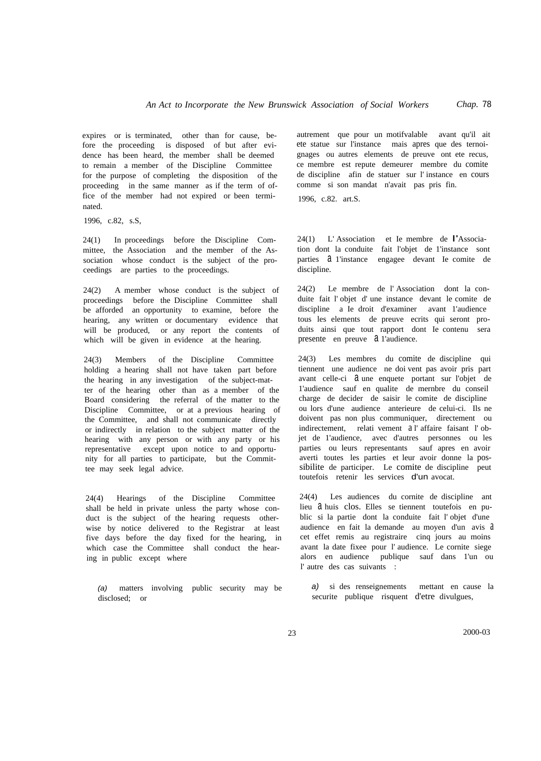expires or is terminated, other than for cause, before the proceeding is disposed of but after evidence has been heard, the member shall be deemed to remain a member of the Discipline Committee for the purpose of completing the disposition of the proceeding in the same manner as if the term of office of the member had not expired or been terminated.

1996, c.82, s.S,

autrement que pour un motifvalable avant qu'il ait ete statue sur l'instance mais apres que des ternoignages ou autres elements de preuve ont ete recus, ce membre est repute demeurer membre du comite de discipline afin de statuer sur l' instance en cours comme si son mandat n'avait pas pris fin.

1996, c.82. art.S.

24(1) In proceedings before the Discipline Committee, the Association and the member of the Association whose conduct is the subject of the proceedings are parties to the proceedings.

24(1) L' Association et Ie membre de l'Association dont la conduite fait l'objet de 1'instance sont parties à 1'instance engagee devant Ie comite de discipline.

24(2) A member whose conduct is the subject of proceedings before the Discipline Committee shall be afforded an opportunity to examine, before the hearing, any written or documentary evidence that will be produced, or any report the contents of which will be given in evidence at the hearing.

24(2) Le membre de l' Association dont la conduite fait l' objet d' une instance devant le comite de discipline a Ie droit d'examiner avant 1'audience tous les elements de preuve ecrits qui seront produits ainsi que tout rapport dont Ie contenu sera presente en preuve à 1'audience.

24(3) Members of the Discipline Committee holding a hearing shall not have taken part before the hearing in any investigation of the subject-matter of the hearing other than as a member of the Board considering the referral of the matter to the Discipline Committee, or at a previous hearing of the Committee, and shall not communicate directly or indirectly in relation to the subject matter of the hearing with any person or with any party or his representative except upon notice to and opportunity for all parties to participate, but the Committee may seek legal advice.

24(3) Les membres du comite de discipline qui tiennent une audience ne doi vent pas avoir pris part avant celle-ci à une enquete portant sur l'objet de 1'audience sauf en qualite de mernbre du conseil charge de decider de saisir le comite de discipline ou lors d'une audience anterieure de celui-ci. Ils ne doivent pas non plus communiquer, directement ou indirectement, relati vement a l' affaire faisant l' objet de 1'audience, avec d'autres personnes ou les parties ou leurs representants sauf apres en avoir averti toutes les parties et leur avoir donne la possibilite de participer. Le comite de discipline peut toutefois retenir les services d'un avocat.

24(4) Hearings of the Discipline Committee shall be held in private unless the party whose conduct is the subject of the hearing requests otherwise by notice delivered to the Registrar at least five days before the day fixed for the hearing, in which case the Committee shall conduct the hearing in public except where

24(4) Les audiences du cornite de discipline ant lieu à huis clos. Elles se tiennent toutefois en public si la partie dont la conduite fait l' objet d'une audience en fait la demande au moyen d'un avis à cet effet remis au registraire cinq jours au moins avant la date fixee pour l' audience. Le cornite siege alors en audience publique sauf dans 1'un ou l' autre des cas suivants :

*(a)* matters involving public security may be disclosed; or

*a)* si des renseignements mettant en cause la securite publique risquent d'etre divulgues,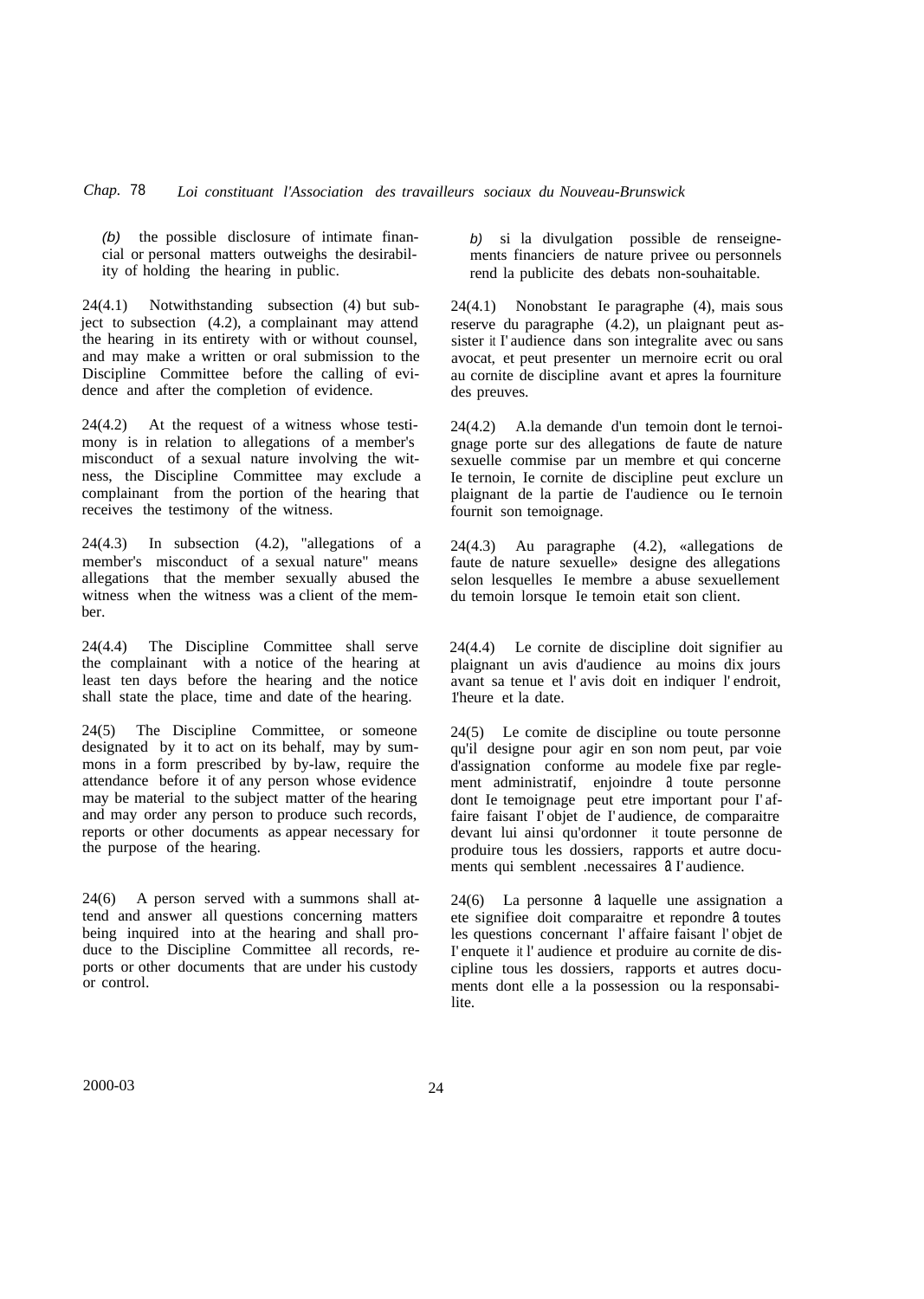*(b)* the possible disclosure of intimate financial or personal matters outweighs the desirability of holding the hearing in public.

*b)* si la divulgation possible de renseignements financiers de nature privee ou personnels rend la publicite des debats non-souhaitable.

24(4.1) Notwithstanding subsection (4) but subject to subsection (4.2), a complainant may attend the hearing in its entirety with or without counsel, and may make a written or oral submission to the Discipline Committee before the calling of evidence and after the completion of evidence.

24(4.1) Nonobstant Ie paragraphe (4), mais sous reserve du paragraphe (4.2), un plaignant peut assister it I' audience dans son integralite avec ou sans avocat, et peut presenter un mernoire ecrit ou oral au cornite de discipline avant et apres la fourniture des preuves.

24(4.2) At the request of a witness whose testimony is in relation to allegations of a member's misconduct of a sexual nature involving the witness, the Discipline Committee may exclude a complainant from the portion of the hearing that receives the testimony of the witness.

24(4.2) A.la demande d'un temoin dont le ternoignage porte sur des allegations de faute de nature sexuelle commise par un membre et qui concerne Ie ternoin, Ie cornite de discipline peut exclure un plaignant de la partie de I'audience ou Ie ternoin fournit son temoignage.

24(4.3) In subsection (4.2), "allegations of a member's misconduct of a sexual nature" means allegations that the member sexually abused the witness when the witness was a client of the member.

24(4.3) Au paragraphe (4.2), «allegations de faute de nature sexuelle» designe des allegations selon lesquelles Ie membre a abuse sexuellement du temoin lorsque Ie temoin etait son client.

24(4.4) The Discipline Committee shall serve the complainant with a notice of the hearing at least ten days before the hearing and the notice shall state the place, time and date of the hearing.

24(4.4) Le cornite de discipline doit signifier au plaignant un avis d'audience au moins dix jours avant sa tenue et l' avis doit en indiquer l' endroit, I'heure et la date.

24(5) The Discipline Committee, or someone designated by it to act on its behalf, may by summons in a form prescribed by by-law, require the attendance before it of any person whose evidence may be material to the subject matter of the hearing and may order any person to produce such records, reports or other documents as appear necessary for the purpose of the hearing.

24(5) Le comite de discipline ou toute personne qu'il designe pour agir en son nom peut, par voie d'assignation conforme au modele fixe par reglement administratif, enjoindre à toute personne dont Ie temoignage peut etre important pour I' affaire faisant I' objet de I' audience, de comparaitre devant lui ainsi qu'ordonner it toute personne de produire tous les dossiers, rapports et autre documents qui semblent .necessaires à I' audience.

24(6) A person served with a summons shall attend and answer all questions concerning matters being inquired into at the hearing and shall produce to the Discipline Committee all records, reports or other documents that are under his custody or control.

24(6) La personne à laquelle une assignation a ete signifiee doit comparaitre et repondre à toutes les questions concernant l' affaire faisant l' objet de I' enquete it l' audience et produire au cornite de discipline tous les dossiers, rapports et autres documents dont elle a la possession ou la responsabilite.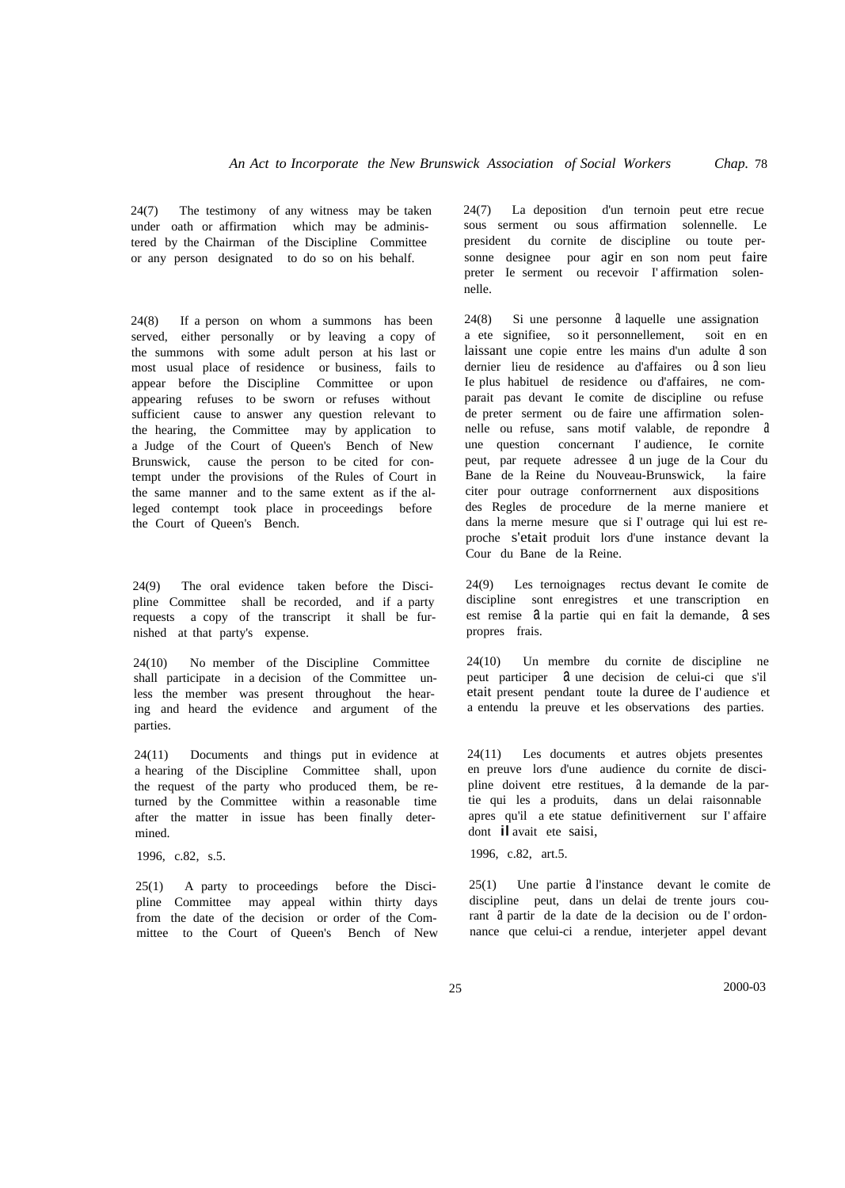24(7) The testimony of any witness may be taken under oath or affirmation which may be administered by the Chairman of the Discipline Committee or any person designated to do so on his behalf.

24(7) La deposition d'un ternoin peut etre recue sous serment ou sous affirmation solennelle. Le president du cornite de discipline ou toute personne designee pour agir en son nom peut faire preter Ie serment ou recevoir I' affirmation solennelle.

24(8) If a person on whom a summons has been served, either personally or by leaving a copy of the summons with some adult person at his last or most usual place of residence or business, fails to appear before the Discipline Committee or upon appearing refuses to be sworn or refuses without sufficient cause to answer any question relevant to the hearing, the Committee may by application to a Judge of the Court of Queen's Bench of New Brunswick, cause the person to be cited for contempt under the provisions of the Rules of Court in the same manner and to the same extent as if the alleged contempt took place in proceedings before the Court of Queen's Bench.

24(8) Si une personne a laquelle une assignation a ete signifiee, so it personnellement, soit en en laissant une copie entre les mains d'un adulte a son dernier lieu de residence au d'affaires ou a son lieu Ie plus habituel de residence ou d'affaires, ne comparait pas devant Ie comite de discipline ou refuse de preter serment ou de faire une affirmation solennelle ou refuse, sans motif valable, de repondre a une question concernant I' audience, Ie cornite peut, par requete adressee a un juge de la Cour du Bane de la Reine du Nouveau-Brunswick, la faire citer pour outrage conforrnernent aux dispositions des Regles de procedure de la merne maniere et dans la merne mesure que si I' outrage qui lui est reproche s'etait produit lors d'une instance devant la Cour du Bane de la Reine.

24(9) The oral evidence taken before the Discipline Committee shall be recorded, and if a party requests a copy of the transcript it shall be furnished at that party's expense.

24(9) Les ternoignages rectus devant Ie comite de discipline sont enregistres et une transcription en est remise a la partie qui en fait la demande, a ses propres frais.

24(10) No member of the Discipline Committee shall participate in a decision of the Committee unless the member was present throughout the hearing and heard the evidence and argument of the parties.

24(10) Un membre du cornite de discipline ne peut participer a une decision de celui-ci que s'il etait present pendant toute la duree de I' audience et a entendu la preuve et les observations des parties.

24(11) Documents and things put in evidence at a hearing of the Discipline Committee shall, upon the request of the party who produced them, be returned by the Committee within a reasonable time after the matter in issue has been finally determined.

24(11) Les documents et autres objets presentes en preuve lors d'une audience du cornite de discipline doivent etre restitues, a la demande de la partie qui les a produits, dans un delai raisonnable apres qu'il a ete statue definitivernent sur I' affaire dont il avait ete saisi,

1996, c.82, s.5.

1996, c.82, art.5.

25(1) A party to proceedings before the Discipline Committee may appeal within thirty days from the date of the decision or order of the Committee to the Court of Queen's Bench of New

25(1) Une partie a l'instance devant le comite de discipline peut, dans un delai de trente jours courant a partir de la date de la decision ou de I' ordonnance que celui-ci a rendue, interjeter appel devant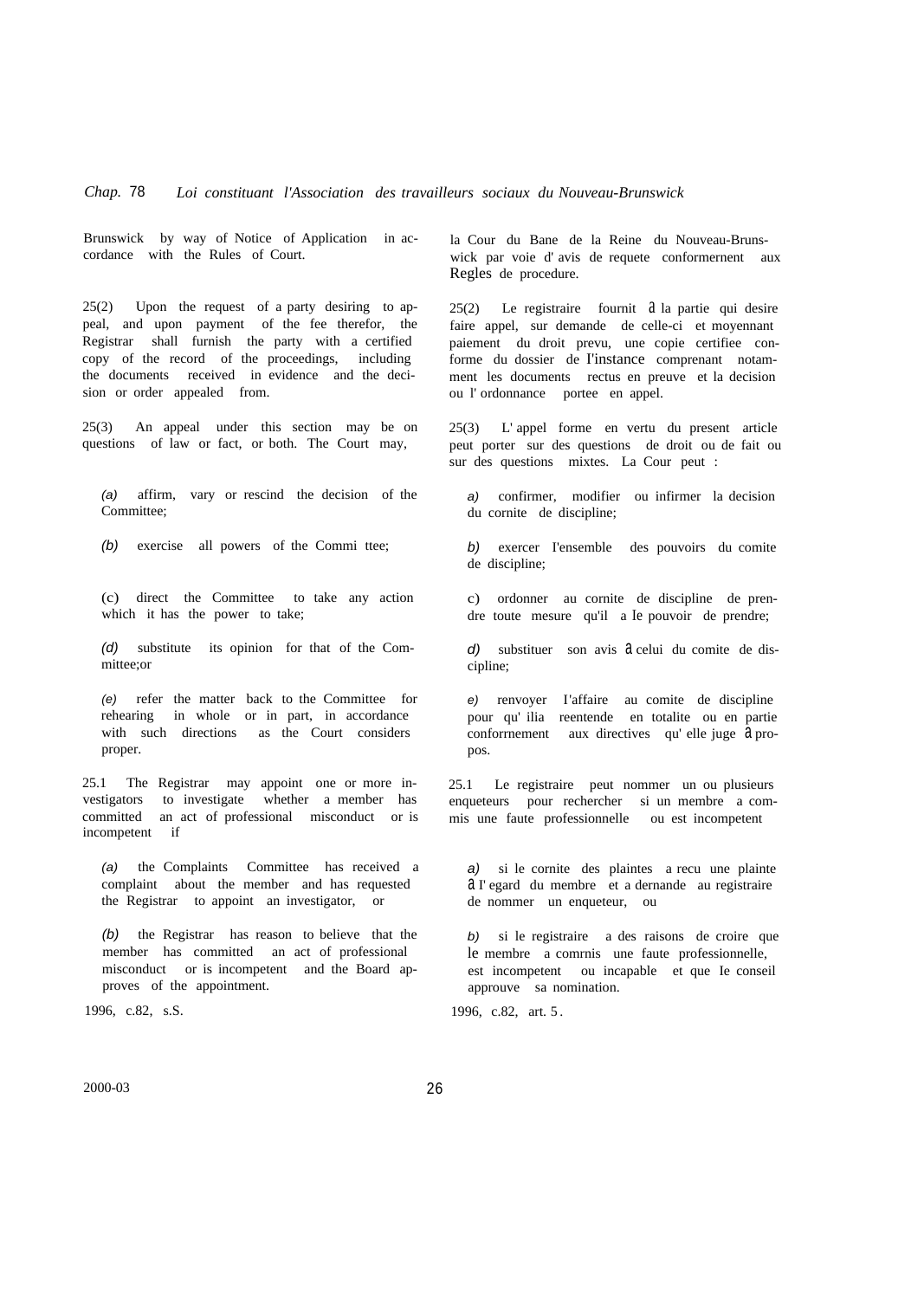Brunswick by way of Notice of Application in accordance with the Rules of Court.

25(2) Upon the request of a party desiring to appeal, and upon payment of the fee therefor, the Registrar shall furnish the party with a certified copy of the record of the proceedings, including the documents received in evidence and the decision or order appealed from.

25(3) An appeal under this section may be on questions of law or fact, or both. The Court may,

*(a)* affirm, vary or rescind the decision of the Committee;

*(b)* exercise all powers of the Commi ttee;

(c) direct the Committee to take any action which it has the power to take;

*(d)* substitute its opinion for that of the Committee;or

*(e)* refer the matter back to the Committee for rehearing in whole or in part, in accordance with such directions as the Court considers proper.

25.1 The Registrar may appoint one or more investigators to investigate whether a member has committed an act of professional misconduct or is incompetent if

*(a)* the Complaints Committee has received a complaint about the member and has requested the Registrar to appoint an investigator, or

*(b)* the Registrar has reason to believe that the member has committed an act of professional misconduct or is incompetent and the Board approves of the appointment.

1996, c.82, s.S.

la Cour du Bane de la Reine du Nouveau-Brunswick par voie d' avis de requete conforrnement aux Regles de procedure.

25(2) Le registraire fournit à la partie qui desire faire appel, sur demande de celle-ci et moyennant paiement du droit prevu, une copie certifiee conforme du dossier de l'instance comprenant notamment les documents rectus en preuve et la decision ou l' ordonnance portee en appel.

25(3) L' appel forme en vertu du present article peut porter sur des questions de droit ou de fait ou sur des questions mixtes. La Cour peut :

*a)* confirmer, modifier ou infirmer la decision du cornite de discipline;

*b)* exercer I'ensemble des pouvoirs du comite de discipline;

c) ordonner au cornite de discipline de prendre toute mesure qu'il a Ie pouvoir de prendre;

*d)* substituer son avis à celui du comite de discipline;

*e)* renvoyer I'affaire au comite de discipline pour qu' ilia reentende en totalite ou en partie conforrnement aux directives qu' elle juge à propos.

25.1 Le registraire peut nommer un ou plusieurs enqueteurs pour rechercher si un membre a commis une faute professionnelle ou est incompetent

*a)* si le cornite des plaintes a recu une plainte à I' egard du membre et a dernande au registraire de nommer un enqueteur, ou

*b)* si le registraire a des raisons de croire que le membre a comrnis une faute professionnelle, est incompetent ou incapable et que Ie conseil approuve sa nomination.

1996, c.82, art. 5.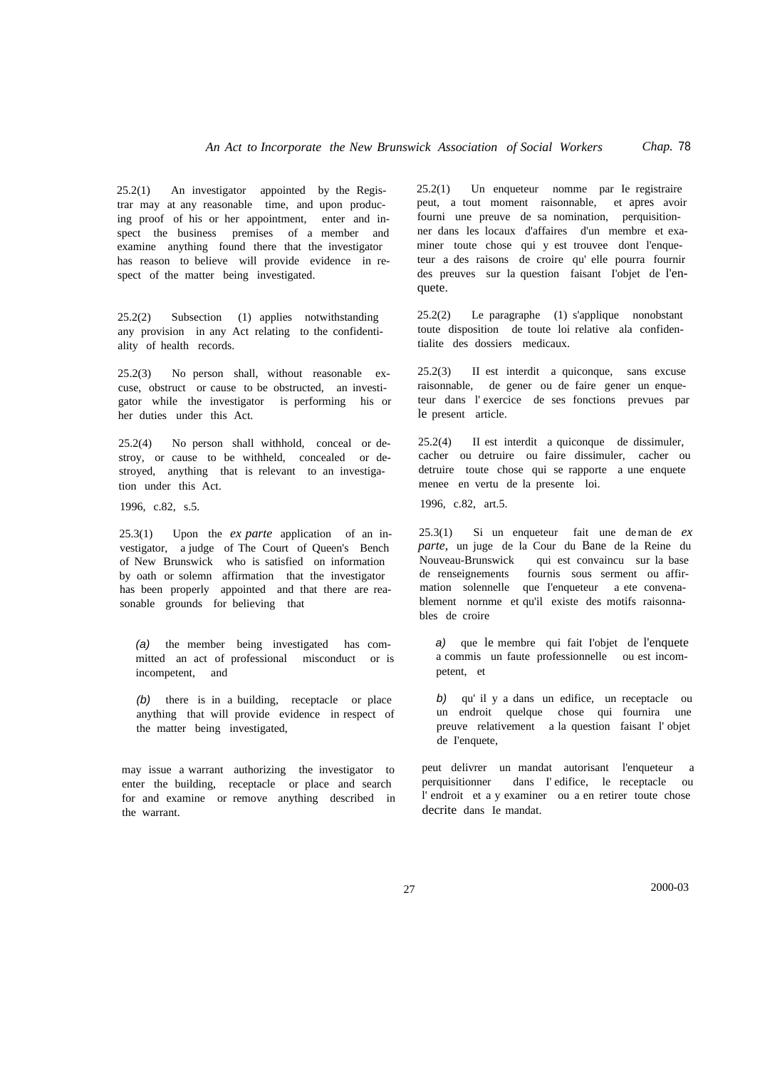25.2(1) An investigator appointed by the Registrar may at any reasonable time, and upon producing proof of his or her appointment, enter and inspect the business premises of a member and examine anything found there that the investigator has reason to believe will provide evidence in respect of the matter being investigated.

25.2(2) Subsection (1) applies notwithstanding any provision in any Act relating to the confidentiality of health records.

25.2(3) No person shall, without reasonable excuse, obstruct or cause to be obstructed, an investigator while the investigator is performing his or her duties under this Act.

25.2(4) No person shall withhold, conceal or destroy, or cause to be withheld, concealed or destroyed, anything that is relevant to an investigation under this Act.

1996, c.82, s.5.

25.3(1) Upon the *ex parte* application of an investigator, a judge of The Court of Queen's Bench of New Brunswick who is satisfied on information by oath or solemn affirmation that the investigator has been properly appointed and that there are reasonable grounds for believing that

*(a)* the member being investigated has committed an act of professional misconduct or is incompetent, and

*(b)* there is in a building, receptacle or place anything that will provide evidence in respect of the matter being investigated,

may issue a warrant authorizing the investigator to enter the building, receptacle or place and search for and examine or remove anything described in the warrant.

25.2(1) Un enqueteur nomme par Ie registraire peut, a tout moment raisonnable, et apres avoir fourni une preuve de sa nomination, perquisitionner dans les locaux d'affaires d'un membre et examiner toute chose qui y est trouvee dont l'enqueteur a des raisons de croire qu' elle pourra fournir des preuves sur la question faisant I'objet de l'enquete.

25.2(2) Le paragraphe (1) s'applique nonobstant toute disposition de toute loi relative ala confidentialite des dossiers medicaux.

25.2(3) II est interdit a quiconque, sans excuse raisonnable, de gener ou de faire gener un enqueteur dans l' exercice de ses fonctions prevues par le present article.

25.2(4) II est interdit a quiconque de dissimuler, cacher ou detruire ou faire dissimuler, cacher ou detruire toute chose qui se rapporte a une enquete menee en vertu de la presente loi.

1996, c.82, art.5.

25.3(1) Si un enqueteur fait une deman de *ex parte*, un juge de la Cour du Bane de la Reine du Nouveau-Brunswick qui est convaincu sur la base de renseignements fournis sous serment ou affirmation solennelle que I'enqueteur a ete convenablement nornme et qu'il existe des motifs raisonnables de croire

*a)* que le membre qui fait I'objet de l'enquete a commis un faute professionnelle ou est incompetent, et

*b)* qu' il y a dans un edifice, un receptacle ou un endroit quelque chose qui fournira une preuve relativement a la question faisant l' objet de I'enquete,

peut delivrer un mandat autorisant l'enqueteur a perquisitionner dans I' edifice, le receptacle ou l' endroit et a y examiner ou a en retirer toute chose decrite dans Ie mandat.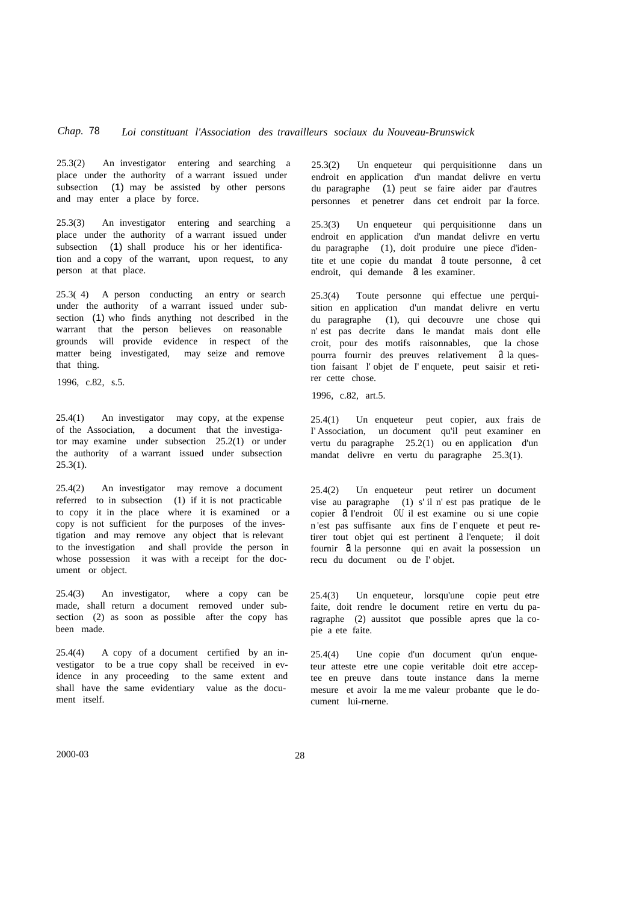25.3(2) An investigator entering and searching a place under the authority of a warrant issued under subsection (1) may be assisted by other persons and may enter a place by force.

25.3(3) An investigator entering and searching a place under the authority of a warrant issued under subsection (1) shall produce his or her identification and a copy of the warrant, upon request, to any person at that place.

25.3(4) A person conducting an entry or search under the authority of a warrant issued under subsection (1) who finds anything not described in the warrant that the person believes on reasonable grounds will provide evidence in respect of the matter being investigated, may seize and remove that thing.

1996, c.82, s.5.

25.4(1) An investigator may copy, at the expense of the Association, a document that the investigator may examine under subsection 25.2(1) or under the authority of a warrant issued under subsection 25.3(1).

25.4(2) An investigator may remove a document referred to in subsection (1) if it is not practicable to copy it in the place where it is examined or a copy is not sufficient for the purposes of the investigation and may remove any object that is relevant to the investigation and shall provide the person in whose possession it was with a receipt for the document or object.

25.4(3) An investigator, where a copy can be made, shall return a document removed under subsection (2) as soon as possible after the copy has been made.

25.4(4) A copy of a document certified by an investigator to be a true copy shall be received in evidence in any proceeding to the same extent and shall have the same evidentiary value as the document itself.

25.3(2) Un enqueteur qui perquisitionne dans un endroit en application d'un mandat delivre en vertu du paragraphe (1) peut se faire aider par d'autres personnes et penetrer dans cet endroit par la force.

25.3(3) Un enqueteur qui perquisitionne dans un endroit en application d'un mandat delivre en vertu du paragraphe (1), doit produire une piece d'identite et une copie du mandat à toute personne, à cet endroit, qui demande à les examiner.

25.3(4) Toute personne qui effectue une perquisition en application d'un mandat delivre en vertu du paragraphe (1), qui decouvre une chose qui n'est pas decrite dans le mandat mais dont elle croit, pour des motifs raisonnables, que la chose pourra fournir des preuves relativement à la question faisant l'objet de l'enquete, peut saisir et retirer cette chose.

1996, c.82, art.5.

25.4(1) Un enqueteur peut copier, aux frais de l'Association, un document qu'il peut examiner en vertu du paragraphe 25.2(1) ou en application d'un mandat delivre en vertu du paragraphe 25.3(1).

25.4(2) Un enqueteur peut retirer un document vise au paragraphe (1) s'il n'est pas pratique de le copier à l'endroit OU il est examine ou si une copie n'est pas suffisante aux fins de l'enquete et peut retirer tout objet qui est pertinent à l'enquete; il doit fournir à la personne qui en avait la possession un recu du document ou de l'objet.

25.4(3) Un enqueteur, lorsqu'une copie peut etre faite, doit rendre le document retire en vertu du paragraphe (2) aussitot que possible apres que la copie a ete faite.

25.4(4) Une copie d'un document qu'un enqueteur atteste etre une copie veritable doit etre acceptee en preuve dans toute instance dans la merne mesure et avoir la meme valeur probante que le document lui-rnerne.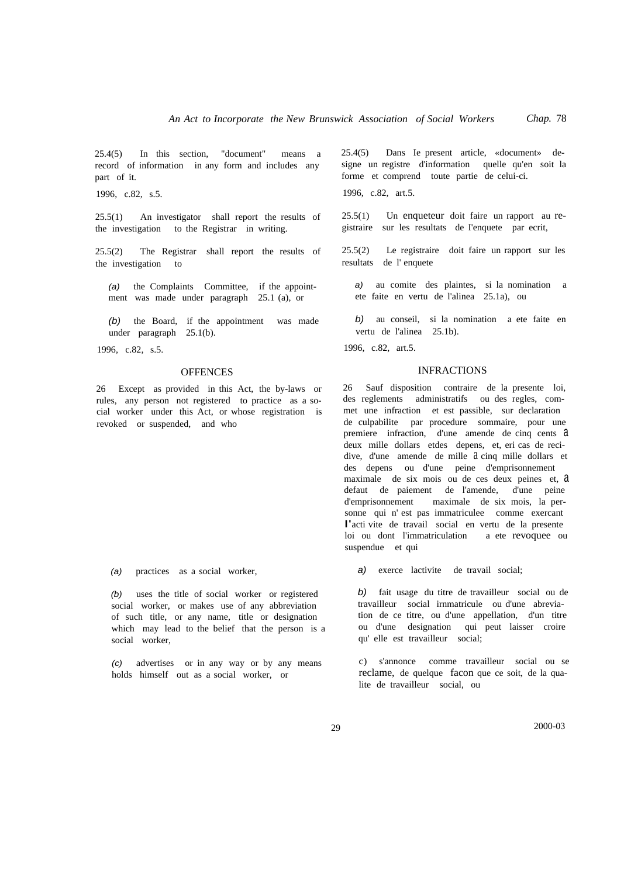25.4(5) In this section, "document" means a record of information in any form and includes any part of it.

1996, c.82, s.5.

25.5(1) An investigator shall report the results of the investigation to the Registrar in writing.

25.5(2) The Registrar shall report the results of the investigation to

*(a)* the Complaints Committee, if the appointment was made under paragraph 25.1 (a), or

*(b)* the Board, if the appointment was made under paragraph 25.1(b).

1996, c.82, s.5.

## OFFENCES

26 Except as provided in this Act, the by-laws or rules, any person not registered to practice as a social worker under this Act, or whose registration is revoked or suspended, and who

*(a)* practices as a social worker,

*(b)* uses the title of social worker or registered social worker, or makes use of any abbreviation of such title, or any name, title or designation which may lead to the belief that the person is a social worker,

*(c)* advertises or in any way or by any means holds himself out as a social worker, or

25.4(5) Dans Ie present article, «document» designe un registre d'information quelle qu'en soit la forme et comprend toute partie de celui-ci.

1996, c.82, art.5.

25.5(1) Un enqueteur doit faire un rapport au registraire sur les resultats de l'enquete par ecrit,

25.5(2) Le registraire doit faire un rapport sur les resultats de l' enquete

*a)* au comite des plaintes, si la nomination a ete faite en vertu de l'alinea 25.1a), ou

*b)* au conseil, si la nomination a ete faite en vertu de l'alinea 25.1b).

1996, c.82, art.5.

## INFRACTIONS

26 Sauf disposition contraire de la presente loi, des reglements administratifs ou des regles, commet une infraction et est passible, sur declaration de culpabilite par procedure sommaire, pour une premiere infraction, d'une amende de cinq cents à deux mille dollars etdes depens, et, eri cas de recidive, d'une amende de mille à cinq mille dollars et des depens ou d'une peine d'emprisonnement maximale de six mois ou de ces deux peines et, à defaut de paiement de l'amende, d'une peine d'emprisonnement maximale de six mois, la personne qui n' est pas immatriculee comme exercant l'acti vite de travail social en vertu de la presente loi ou dont l'immatriculation a ete revoquee ou suspendue et qui

*a)* exerce lactivite de travail social;

*b)* fait usage du titre de travailleur social ou de travailleur social irnmatricule ou d'une abreviation de ce titre, ou d'une appellation, d'un titre ou d'une designation qui peut laisser croire qu' elle est travailleur social;

c) s'annonce comme travailleur social ou se reclame, de quelque facon que ce soit, de la qualite de travailleur social, ou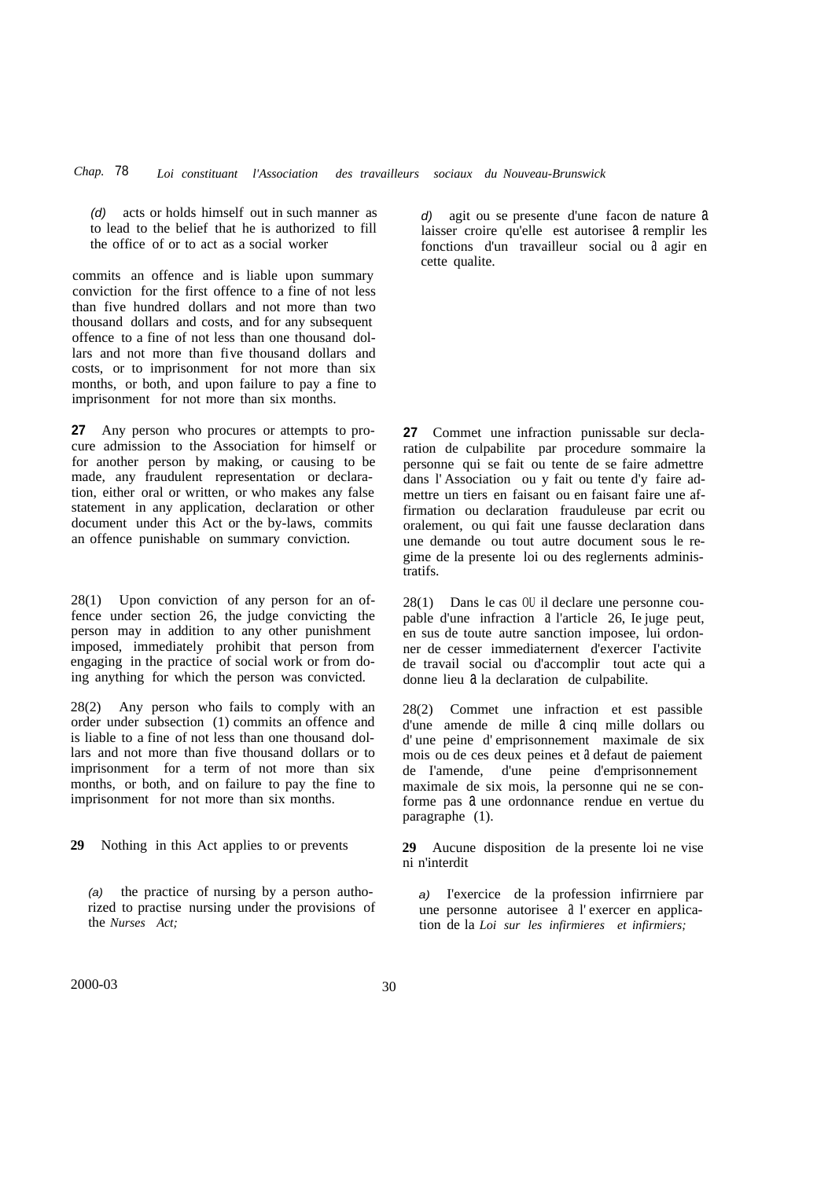*(d)* acts or holds himself out in such manner as to lead to the belief that he is authorized to fill the office of or to act as a social worker

commits an offence and is liable upon summary conviction for the first offence to a fine of not less than five hundred dollars and not more than two thousand dollars and costs, and for any subsequent offence to a fine of not less than one thousand dollars and not more than five thousand dollars and costs, or to imprisonment for not more than six months, or both, and upon failure to pay a fine to imprisonment for not more than six months.

*d)* agit ou se presente d'une facon de nature à laisser croire qu'elle est autorisee à remplir les fonctions d'un travailleur social ou à agir en cette qualite.

**27** Any person who procures or attempts to procure admission to the Association for himself or for another person by making, or causing to be made, any fraudulent representation or declaration, either oral or written, or who makes any false statement in any application, declaration or other document under this Act or the by-laws, commits an offence punishable on summary conviction.

**27** Commet une infraction punissable sur declaration de culpabilite par procedure sommaire la personne qui se fait ou tente de se faire admettre dans l'Association ou y fait ou tente d'y faire admettre un tiers en faisant ou en faisant faire une affirmation ou declaration frauduleuse par ecrit ou oralement, ou qui fait une fausse declaration dans une demande ou tout autre document sous le regime de la presente loi ou des reglements administratifs.

28(1) Upon conviction of any person for an offence under section 26, the judge convicting the person may in addition to any other punishment imposed, immediately prohibit that person from engaging in the practice of social work or from doing anything for which the person was convicted.

28(1) Dans le cas où il declare une personne coupable d'une infraction à l'article 26, le juge peut, en sus de toute autre sanction imposee, lui ordonner de cesser immediatement d'exercer l'activite de travail social ou d'accomplir tout acte qui a donne lieu à la declaration de culpabilite.

28(2) Any person who fails to comply with an order under subsection (1) commits an offence and is liable to a fine of not less than one thousand dollars and not more than five thousand dollars or to imprisonment for a term of not more than six months, or both, and on failure to pay the fine to imprisonment for not more than six months.

28(2) Commet une infraction et est passible d'une amende de mille à cinq mille dollars ou d'une peine d'emprisonnement maximale de six mois ou de ces deux peines et à defaut de paiement de l'amende, d'une peine d'emprisonnement maximale de six mois, la personne qui ne se conforme pas à une ordonnance rendue en vertue du paragraphe (1).

**29** Nothing in this Act applies to or prevents

*(a)* the practice of nursing by a person authorized to practise nursing under the provisions of the *Nurses Act;*

**29** Aucune disposition de la presente loi ne vise ni n'interdit

*a)* l'exercice de la profession infirmiere par une personne autorisee à l'exercer en application de la *Loi sur les infirmieres et infirmiers;*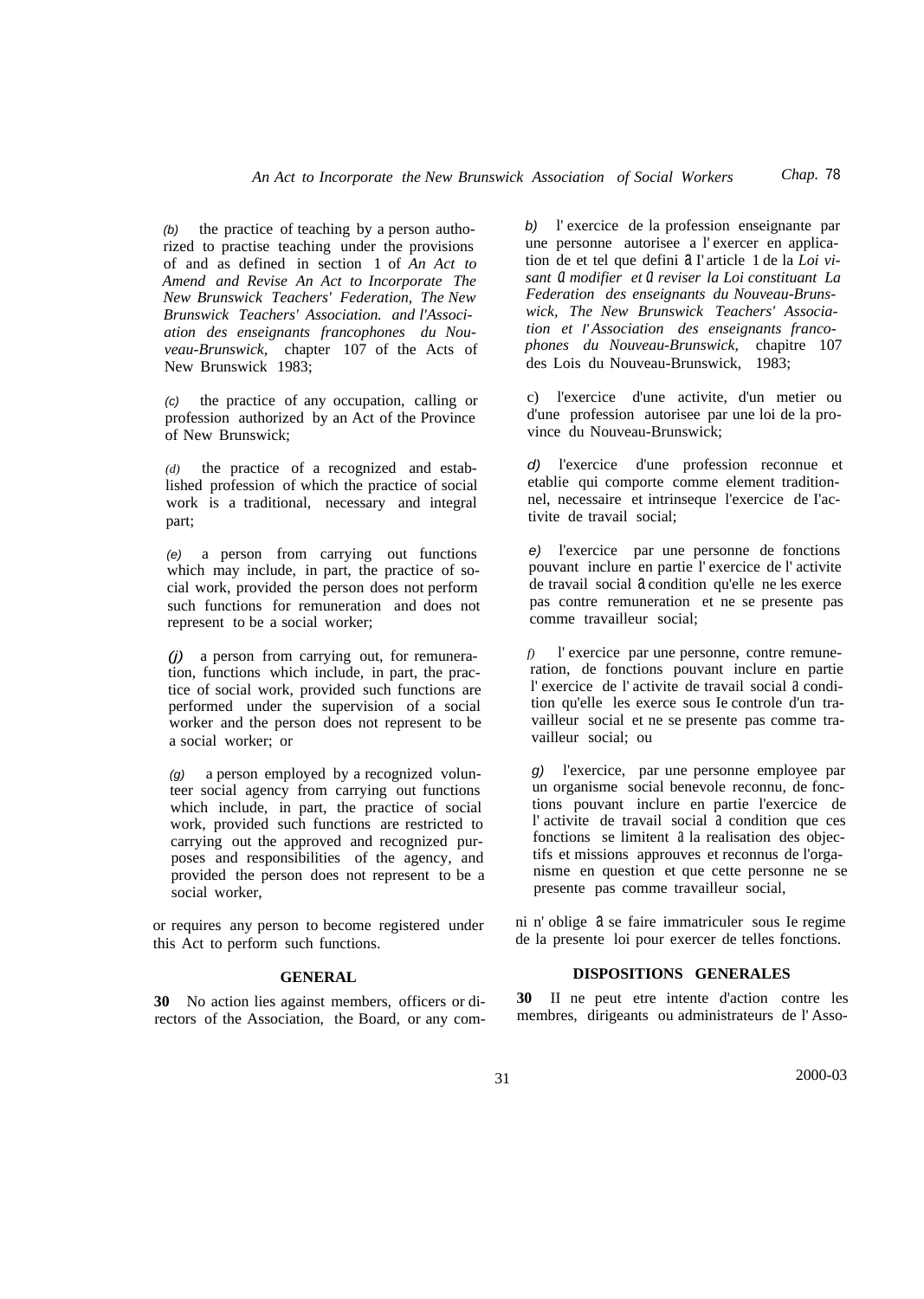(b) the practice of teaching by a person authorized to practise teaching under the provisions of and as defined in section 1 of *An Act to Amend and Revise An Act to Incorporate The New Brunswick Teachers' Federation, The New Brunswick Teachers' Association. and l'Association des enseignants francophones du Nouveau-Brunswick,* chapter 107 of the Acts of New Brunswick 1983;

(c) the practice of any occupation, calling or profession authorized by an Act of the Province of New Brunswick;

(d) the practice of a recognized and established profession of which the practice of social work is a traditional, necessary and integral part;

(e) a person from carrying out functions which may include, in part, the practice of social work, provided the person does not perform such functions for remuneration and does not represent to be a social worker;

(j) a person from carrying out, for remuneration, functions which include, in part, the practice of social work, provided such functions are performed under the supervision of a social worker and the person does not represent to be a social worker; or

(g) a person employed by a recognized volunteer social agency from carrying out functions which include, in part, the practice of social work, provided such functions are restricted to carrying out the approved and recognized purposes and responsibilities of the agency, and provided the person does not represent to be a social worker,

or requires any person to become registered under this Act to perform such functions.

b) l' exercice de la profession enseignante par une personne autorisee a l' exercer en application de et tel que defini a I' article 1 de la *Loi visant a modifier et a reviser la Loi constituant La Federation des enseignants du Nouveau-Brunswick, The New Brunswick Teachers' Association et l'Association des enseignants francophones du Nouveau-Brunswick,* chapitre 107 des Lois du Nouveau-Brunswick, 1983;

c) l'exercice d'une activite, d'un metier ou d'une profession autorisee par une loi de la province du Nouveau-Brunswick;

d) l'exercice d'une profession reconnue et etablie qui comporte comme element traditionnel, necessaire et intrinseque l'exercice de I'activite de travail social;

e) l'exercice par une personne de fonctions pouvant inclure en partie l' exercice de l' activite de travail social a condition qu'elle ne les exerce pas contre remuneration et ne se presente pas comme travailleur social;

f) l' exercice par une personne, contre remuneration, de fonctions pouvant inclure en partie l' exercice de l' activite de travail social a condition qu'elle les exerce sous Ie controle d'un travailleur social et ne se presente pas comme travailleur social; ou

g) l'exercice, par une personne employee par un organisme social benevole reconnu, de fonctions pouvant inclure en partie l'exercice de l' activite de travail social a condition que ces fonctions se limitent a la realisation des objectifs et missions approuves et reconnus de l'organisme en question et que cette personne ne se presente pas comme travailleur social,

ni n' oblige a se faire immatriculer sous Ie regime de la presente loi pour exercer de telles fonctions.

## GENERAL

**30** No action lies against members, officers or directors of the Association, the Board, or any com-

## DISPOSITIONS GENERALES

**30** II ne peut etre intente d'action contre les membres, dirigeants ou administrateurs de l' Asso-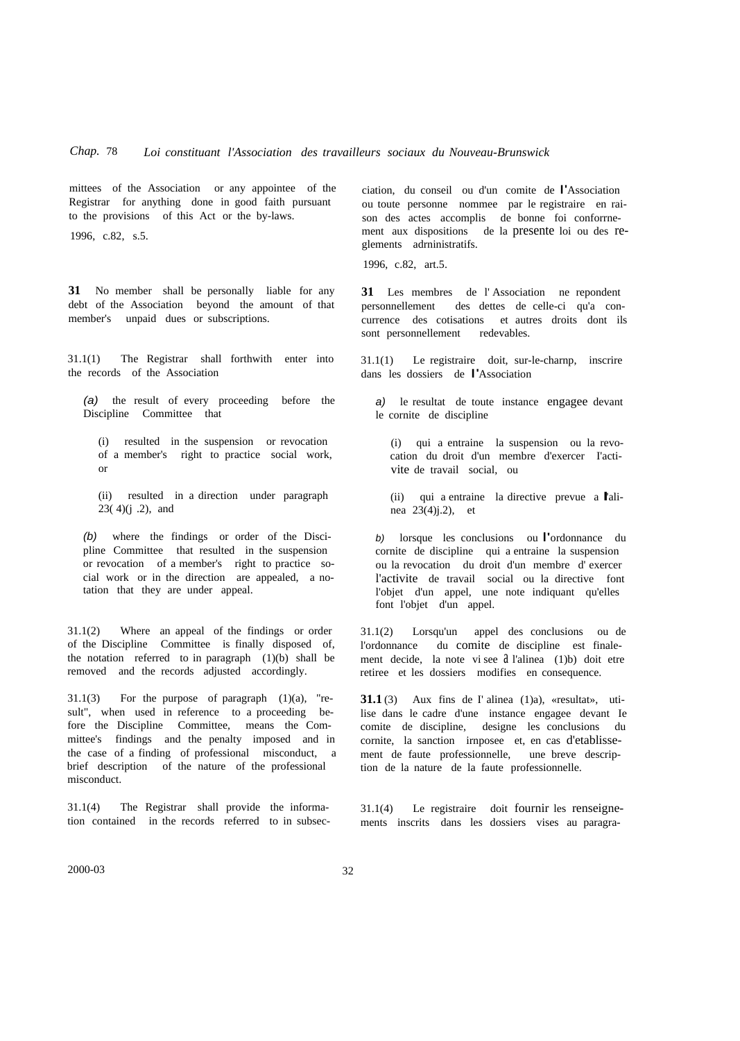mittees of the Association or any appointee of the Registrar for anything done in good faith pursuant to the provisions of this Act or the by-laws.

1996, c.82, s.5.

ciation, du conseil ou d'un comite de l'Association ou toute personne nommee par le registraire en raison des actes accomplis de bonne foi conformement aux dispositions de la presente loi ou des reglements administratifs.

1996, c.82, art.5.

**31** No member shall be personally liable for any debt of the Association beyond the amount of that member's unpaid dues or subscriptions.

**31** Les membres de l' Association ne repondent personnellement des dettes de celle-ci qu'a concurrence des cotisations et autres droits dont ils sont personnellement redevables.

31.1(1) The Registrar shall forthwith enter into the records of the Association

*(a)* the result of every proceeding before the Discipline Committee that

(i) resulted in the suspension or revocation of a member's right to practice social work, or

(ii) resulted in a direction under paragraph 23( 4)(j .2), and

*(b)* where the findings or order of the Discipline Committee that resulted in the suspension or revocation of a member's right to practice social work or in the direction are appealed, a notation that they are under appeal.

31.1(1) Le registraire doit, sur-le-champ, inscrire dans les dossiers de l'Association

*a)* le resultat de toute instance engagee devant le comite de discipline

(i) qui a entraine la suspension ou la revocation du droit d'un membre d'exercer l'activite de travail social, ou

(ii) qui a entraine la directive prevue a l'alinea 23(4)j.2), et

*b)* lorsque les conclusions ou l'ordonnance du comite de discipline qui a entraine la suspension ou la revocation du droit d'un membre d' exercer l'activite de travail social ou la directive font l'objet d'un appel, une note indiquant qu'elles font l'objet d'un appel.

31.1(2) Where an appeal of the findings or order of the Discipline Committee is finally disposed of, the notation referred to in paragraph (1)(b) shall be removed and the records adjusted accordingly.

31.1(2) Lorsqu'un appel des conclusions ou de l'ordonnance du comite de discipline est finalement decide, la note visee à l'alinea (1)b) doit etre retiree et les dossiers modifies en consequence.

31.1(3) For the purpose of paragraph (1)(a), "result", when used in reference to a proceeding before the Discipline Committee, means the Committee's findings and the penalty imposed and in the case of a finding of professional misconduct, a brief description of the nature of the professional misconduct.

**31.1** (3) Aux fins de l' alinea (1)a), «resultat», utilise dans le cadre d'une instance engagee devant le comite de discipline, designe les conclusions du comite, la sanction imposee et, en cas d'etablissement de faute professionnelle, une breve description de la nature de la faute professionnelle.

31.1(4) The Registrar shall provide the information contained in the records referred to in subsec-

31.1(4) Le registraire doit fournir les renseignements inscrits dans les dossiers vises au paragra-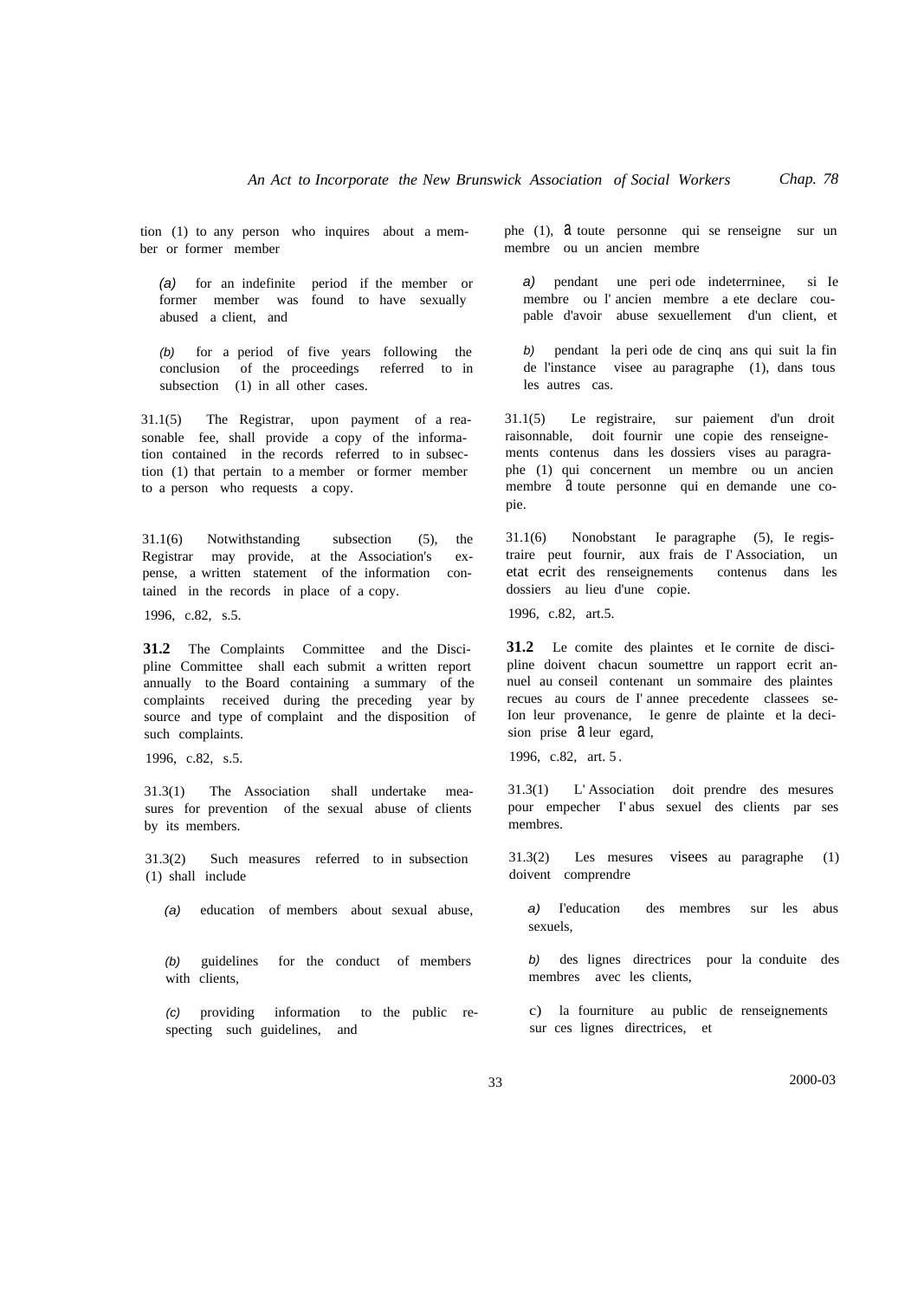tion (1) to any person who inquires about a member or former member

(a) for an indefinite period if the member or former member was found to have sexually abused a client, and

(b) for a period of five years following the conclusion of the proceedings referred to in subsection (1) in all other cases.

31.1(5) The Registrar, upon payment of a reasonable fee, shall provide a copy of the information contained in the records referred to in subsection (1) that pertain to a member or former member to a person who requests a copy.

31.1(6) Notwithstanding subsection (5), the Registrar may provide, at the Association's expense, a written statement of the information contained in the records in place of a copy.

1996, c.82, s.5.

**31.2** The Complaints Committee and the Discipline Committee shall each submit a written report annually to the Board containing a summary of the complaints received during the preceding year by source and type of complaint and the disposition of such complaints.

1996, c.82, s.5.

31.3(1) The Association shall undertake measures for prevention of the sexual abuse of clients by its members.

31.3(2) Such measures referred to in subsection (1) shall include

(a) education of members about sexual abuse,

(b) guidelines for the conduct of members with clients,

(c) providing information to the public respecting such guidelines, and

phe (1), à toute personne qui se renseigne sur un membre ou un ancien membre

a) pendant une peri ode indeterninee, si Ie membre ou l' ancien membre a ete declare coupable d'avoir abuse sexuellement d'un client, et

b) pendant la peri ode de cinq ans qui suit la fin de l'instance visee au paragraphe (1), dans tous les autres cas.

31.1(5) Le registraire, sur paiement d'un droit raisonnable, doit fournir une copie des renseignements contenus dans les dossiers vises au paragraphe (1) qui concernent un membre ou un ancien membre à toute personne qui en demande une copie.

31.1(6) Nonobstant Ie paragraphe (5), Ie registraire peut fournir, aux frais de I' Association, un etat ecrit des renseignements contenus dans les dossiers au lieu d'une copie.

1996, c.82, art.5.

**31.2** Le comite des plaintes et Ie cornite de discipline doivent chacun soumettre un rapport ecrit annuel au conseil contenant un sommaire des plaintes recues au cours de I' annee precedente classees selon leur provenance, Ie genre de plainte et la decision prise à leur egard,

1996, c.82, art. 5.

31.3(1) L' Association doit prendre des mesures pour empecher I' abus sexuel des clients par ses membres.

31.3(2) Les mesures visees au paragraphe (1) doivent comprendre

a) I'education des membres sur les abus sexuels,

b) des lignes directrices pour la conduite des membres avec les clients,

c) la fourniture au public de renseignements sur ces lignes directrices, et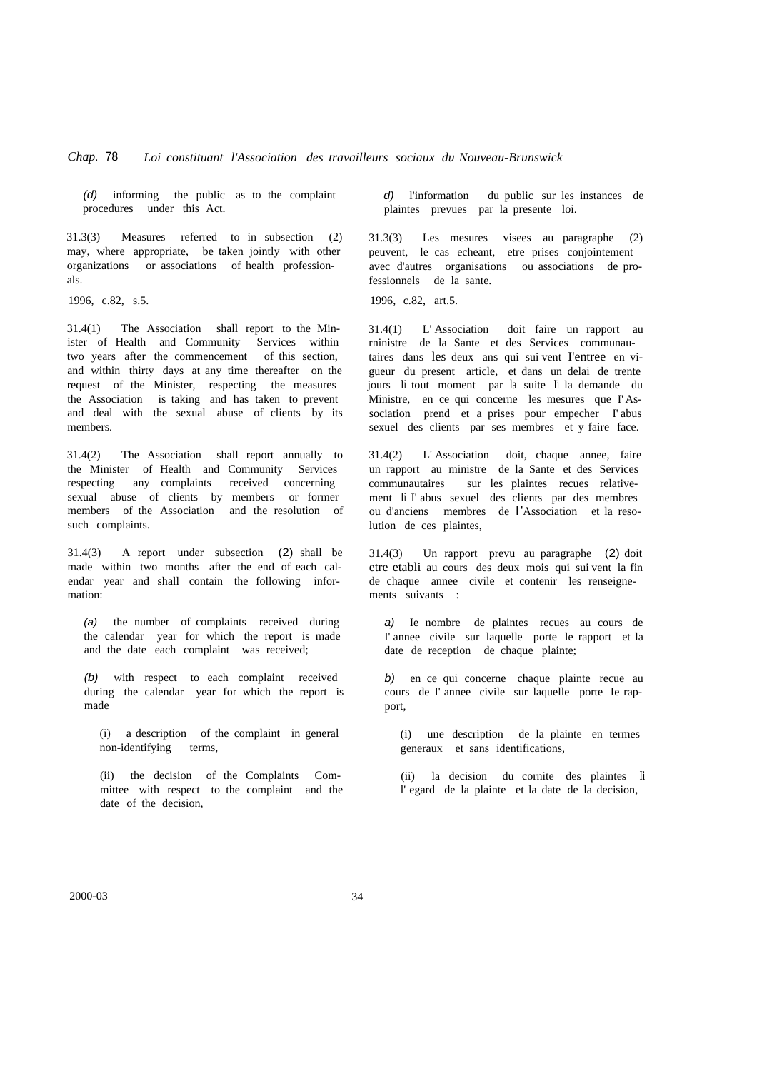(d) informing the public as to the complaint procedures under this Act.

d) l'information du public sur les instances de plaintes prevues par la presente loi.

31.3(3) Measures referred to in subsection (2) may, where appropriate, be taken jointly with other organizations or associations of health professionals.

1996, c.82, s.5.

31.3(3) Les mesures visees au paragraphe (2) peuvent, le cas echeant, etre prises conjointement avec d'autres organisations ou associations de professionnels de la sante.

1996, c.82, art.5.

31.4(1) The Association shall report to the Minister of Health and Community Services within two years after the commencement of this section, and within thirty days at any time thereafter on the request of the Minister, respecting the measures the Association is taking and has taken to prevent and deal with the sexual abuse of clients by its members.

31.4(1) L'Association doit faire un rapport au rninistre de la Sante et des Services communautaires dans les deux ans qui suivent l'entree en vigueur du present article, et dans un delai de trente jours li tout moment par la suite li la demande du Ministre, en ce qui concerne les mesures que l'Association prend et a prises pour empecher l'abus sexuel des clients par ses membres et y faire face.

31.4(2) The Association shall report annually to the Minister of Health and Community Services respecting any complaints received concerning sexual abuse of clients by members or former members of the Association and the resolution of such complaints.

31.4(2) L'Association doit, chaque annee, faire un rapport au ministre de la Sante et des Services communautaires sur les plaintes recues relativement li l'abus sexuel des clients par des membres ou d'anciens membres de l'Association et la resolution de ces plaintes,

31.4(3) A report under subsection (2) shall be made within two months after the end of each calendar year and shall contain the following information:

(a) the number of complaints received during the calendar year for which the report is made and the date each complaint was received;

(b) with respect to each complaint received during the calendar year for which the report is made

(i) a description of the complaint in general non-identifying terms,

(ii) the decision of the Complaints Committee with respect to the complaint and the date of the decision,

31.4(3) Un rapport prevu au paragraphe (2) doit etre etabli au cours des deux mois qui suivent la fin de chaque annee civile et contenir les renseignements suivants :

a) le nombre de plaintes recues au cours de l'annee civile sur laquelle porte le rapport et la date de reception de chaque plainte;

b) en ce qui concerne chaque plainte recue au cours de l'annee civile sur laquelle porte le rapport,

(i) une description de la plainte en termes generaux et sans identifications,

(ii) la decision du cornite des plaintes li l'egard de la plainte et la date de la decision,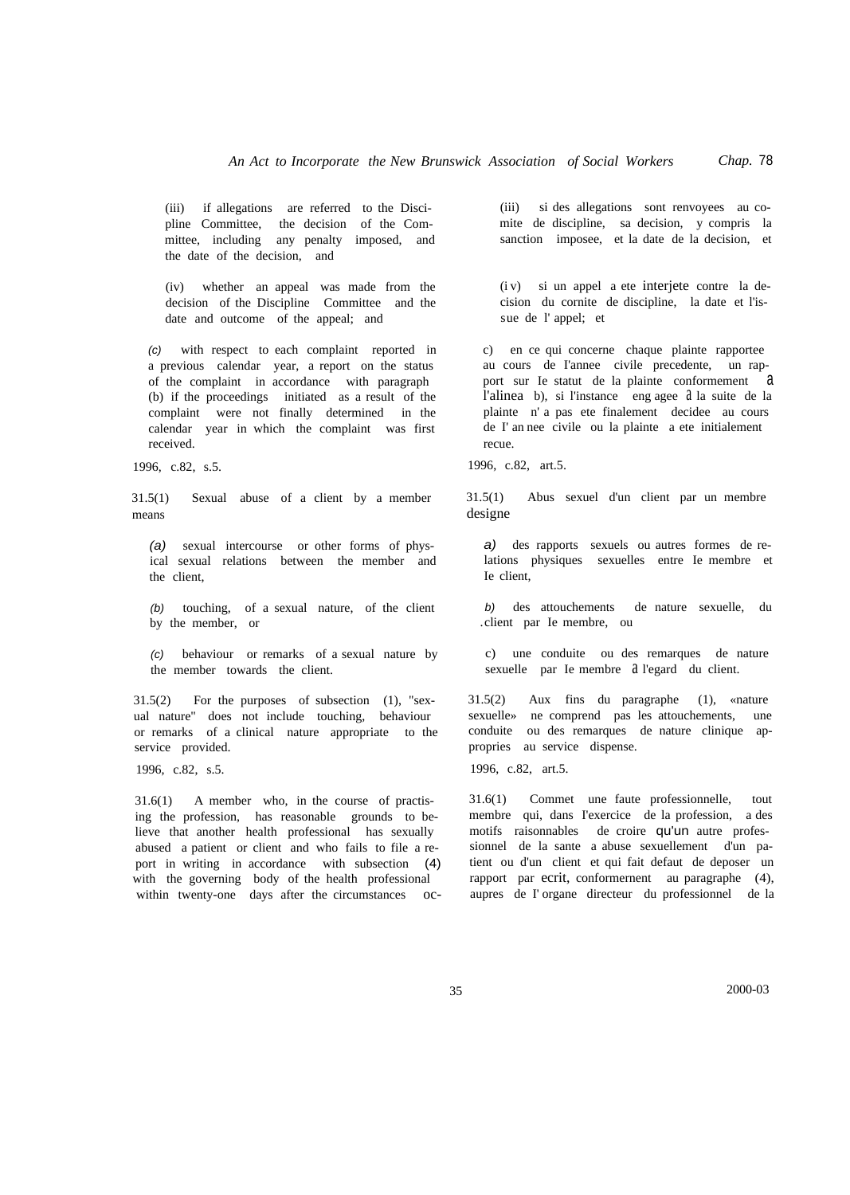(iii) if allegations are referred to the Discipline Committee, the decision of the Committee, including any penalty imposed, and the date of the decision, and

(iv) whether an appeal was made from the decision of the Discipline Committee and the date and outcome of the appeal; and

*(c)* with respect to each complaint reported in a previous calendar year, a report on the status of the complaint in accordance with paragraph (b) if the proceedings initiated as a result of the complaint were not finally determined in the calendar year in which the complaint was first received.

1996, c.82, s.5.

31.5(1) Sexual abuse of a client by a member means

*(a)* sexual intercourse or other forms of physical sexual relations between the member and the client,

*(b)* touching, of a sexual nature, of the client by the member, or

*(c)* behaviour or remarks of a sexual nature by the member towards the client.

31.5(2) For the purposes of subsection (1), "sexual nature" does not include touching, behaviour or remarks of a clinical nature appropriate to the service provided.

1996, c.82, s.5.

31.6(1) A member who, in the course of practising the profession, has reasonable grounds to believe that another health professional has sexually abused a patient or client and who fails to file a report in writing in accordance with subsection (4) with the governing body of the health professional within twenty-one days after the circumstances oc-

(iii) si des allegations sont renvoyees au comite de discipline, sa decision, y compris la sanction imposee, et la date de la decision, et

(iv) si un appel a ete interjete contre la decision du cornite de discipline, la date et l'issue de l' appel; et

c) en ce qui concerne chaque plainte rapportee au cours de I'annee civile precedente, un rapport sur Ie statut de la plainte conformement à l'alinea b), si l'instance engagee à la suite de la plainte n' a pas ete finalement decidee au cours de I' annee civile ou la plainte a ete initialement recue.

1996, c.82, art.5.

31.5(1) Abus sexuel d'un client par un membre designe

*a)* des rapports sexuels ou autres formes de relations physiques sexuelles entre Ie membre et Ie client,

*b)* des attouchements de nature sexuelle, du client par Ie membre, ou

c) une conduite ou des remarques de nature sexuelle par Ie membre à l'egard du client.

31.5(2) Aux fins du paragraphe (1), «nature sexuelle» ne comprend pas les attouchements, une conduite ou des remarques de nature clinique appropries au service dispense.

1996, c.82, art.5.

31.6(1) Commet une faute professionnelle, tout membre qui, dans I'exercice de la profession, a des motifs raisonnables de croire qu'un autre professionnel de la sante a abuse sexuellement d'un patient ou d'un client et qui fait defaut de deposer un rapport par ecrit, conformernent au paragraphe (4), aupres de I' organe directeur du professionnel de la

2000-03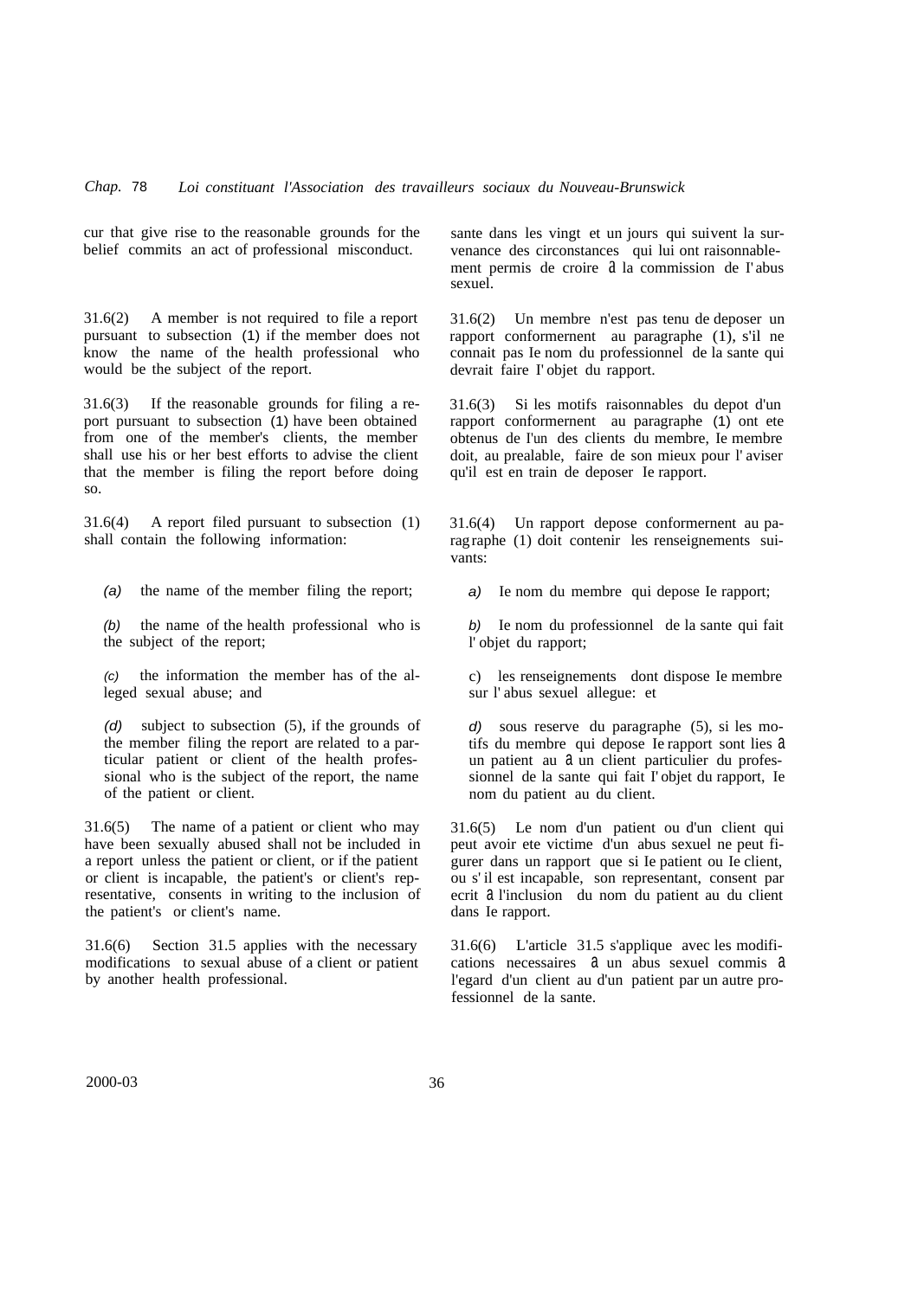cur that give rise to the reasonable grounds for the belief commits an act of professional misconduct.

sante dans les vingt et un jours qui suivent la survenance des circonstances qui lui ont raisonnablement permis de croire a la commission de I'abus sexuel.

31.6(2) A member is not required to file a report pursuant to subsection (1) if the member does not know the name of the health professional who would be the subject of the report.

31.6(2) Un membre n'est pas tenu de deposer un rapport conformernent au paragraphe (1), s'il ne connait pas Ie nom du professionnel de la sante qui devrait faire I'objet du rapport.

31.6(3) If the reasonable grounds for filing a report pursuant to subsection (1) have been obtained from one of the member's clients, the member shall use his or her best efforts to advise the client that the member is filing the report before doing so.

31.6(3) Si les motifs raisonnables du depot d'un rapport conformernent au paragraphe (1) ont ete obtenus de I'un des clients du membre, Ie membre doit, au prealable, faire de son mieux pour l'aviser qu'il est en train de deposer Ie rapport.

31.6(4) A report filed pursuant to subsection (1) shall contain the following information:

*(a)* the name of the member filing the report;

*(b)* the name of the health professional who is the subject of the report;

*(c)* the information the member has of the alleged sexual abuse; and

*(d)* subject to subsection (5), if the grounds of the member filing the report are related to a particular patient or client of the health professional who is the subject of the report, the name of the patient or client.

31.6(4) Un rapport depose conformernent au paragraphe (1) doit contenir les renseignements suivants:

*a)* Ie nom du membre qui depose Ie rapport;

*b)* Ie nom du professionnel de la sante qui fait l'objet du rapport;

c) les renseignements dont dispose Ie membre sur l'abus sexuel allegue: et

*d)* sous reserve du paragraphe (5), si les motifs du membre qui depose Ie rapport sont lies a un patient au a un client particulier du professionnel de la sante qui fait I'objet du rapport, Ie nom du patient au du client.

31.6(5) The name of a patient or client who may have been sexually abused shall not be included in a report unless the patient or client, or if the patient or client is incapable, the patient's or client's representative, consents in writing to the inclusion of the patient's or client's name.

31.6(5) Le nom d'un patient ou d'un client qui peut avoir ete victime d'un abus sexuel ne peut figurer dans un rapport que si Ie patient ou Ie client, ou s'il est incapable, son representant, consent par ecrit a l'inclusion du nom du patient au du client dans Ie rapport.

31.6(6) Section 31.5 applies with the necessary modifications to sexual abuse of a client or patient by another health professional.

31.6(6) L'article 31.5 s'applique avec les modifications necessaires a un abus sexuel commis a l'egard d'un client au d'un patient par un autre professionnel de la sante.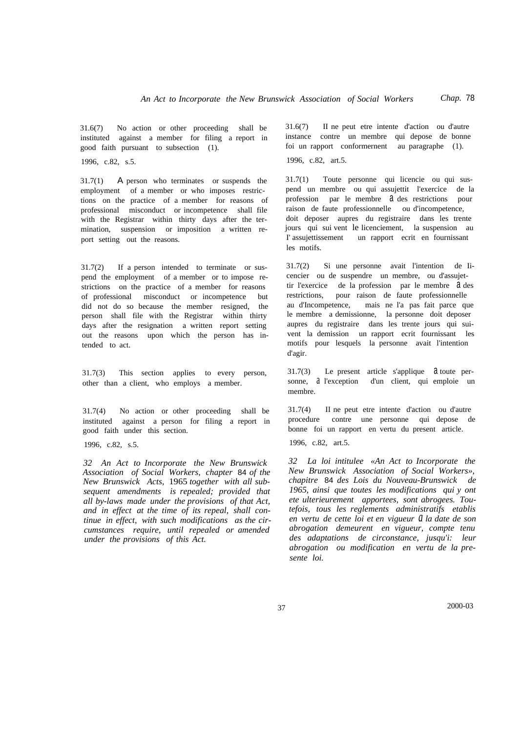31.6(7) No action or other proceeding shall be instituted against a member for filing a report in good faith pursuant to subsection (1).

1996, c.82, s.5.

31.6(7) Il ne peut etre intente d'action ou d'autre instance contre un membre qui depose de bonne foi un rapport conformernent au paragraphe (1).

1996, c.82, art.5.

31.7(1) A person who terminates or suspends the employment of a member or who imposes restrictions on the practice of a member for reasons of professional misconduct or incompetence shall file with the Registrar within thirty days after the termination, suspension or imposition a written report setting out the reasons.

31.7(1) Toute personne qui licencie ou qui suspend un membre ou qui assujettit l'exercice de la profession par le membre à des restrictions pour raison de faute professionnelle ou d'incompetence, doit deposer aupres du registraire dans les trente jours qui suivent le licenciement, la suspension au l'assujettissement un rapport ecrit en fournissant les motifs.

31.7(2) If a person intended to terminate or suspend the employment of a member or to impose restrictions on the practice of a member for reasons of professional misconduct or incompetence but did not do so because the member resigned, the person shall file with the Registrar within thirty days after the resignation a written report setting out the reasons upon which the person has intended to act.

31.7(2) Si une personne avait l'intention de licencier ou de suspendre un membre, ou d'assujettir l'exercice de la profession par le membre à des restrictions, pour raison de faute professionnelle au d'Incompetence, mais ne l'a pas fait parce que le membre a demissionne, la personne doit deposer aupres du registraire dans les trente jours qui suivent la demission un rapport ecrit fournissant les motifs pour lesquels la personne avait l'intention d'agir.

31.7(3) This section applies to every person, other than a client, who employs a member.

31.7(3) Le present article s'applique à toute personne, à l'exception d'un client, qui emploie un membre.

31.7(4) No action or other proceeding shall be instituted against a person for filing a report in good faith under this section.

1996, c.82, s.5.

31.7(4) Il ne peut etre intente d'action ou d'autre procedure contre une personne qui depose de bonne foi un rapport en vertu du present article.

1996, c.82, art.5.

*32 An Act to Incorporate the New Brunswick Association of Social Workers, chapter 84 of the New Brunswick Acts, 1965 together with all subsequent amendments is repealed; provided that all by-laws made under the provisions of that Act, and in effect at the time of its repeal, shall continue in effect, with such modifications as the circumstances require, until repealed or amended under the provisions of this Act.*

*32 La loi intitulee «An Act to Incorporate the New Brunswick Association of Social Workers», chapitre 84 des Lois du Nouveau-Brunswick de 1965, ainsi que toutes les modifications qui y ont ete ulterieurement apportees, sont abrogees. Toutefois, tous les reglements administratifs etablis en vertu de cette loi et en vigueur à la date de son abrogation demeurent en vigueur, compte tenu des adaptations de circonstance, jusqu'à leur abrogation ou modification en vertu de la presente loi.*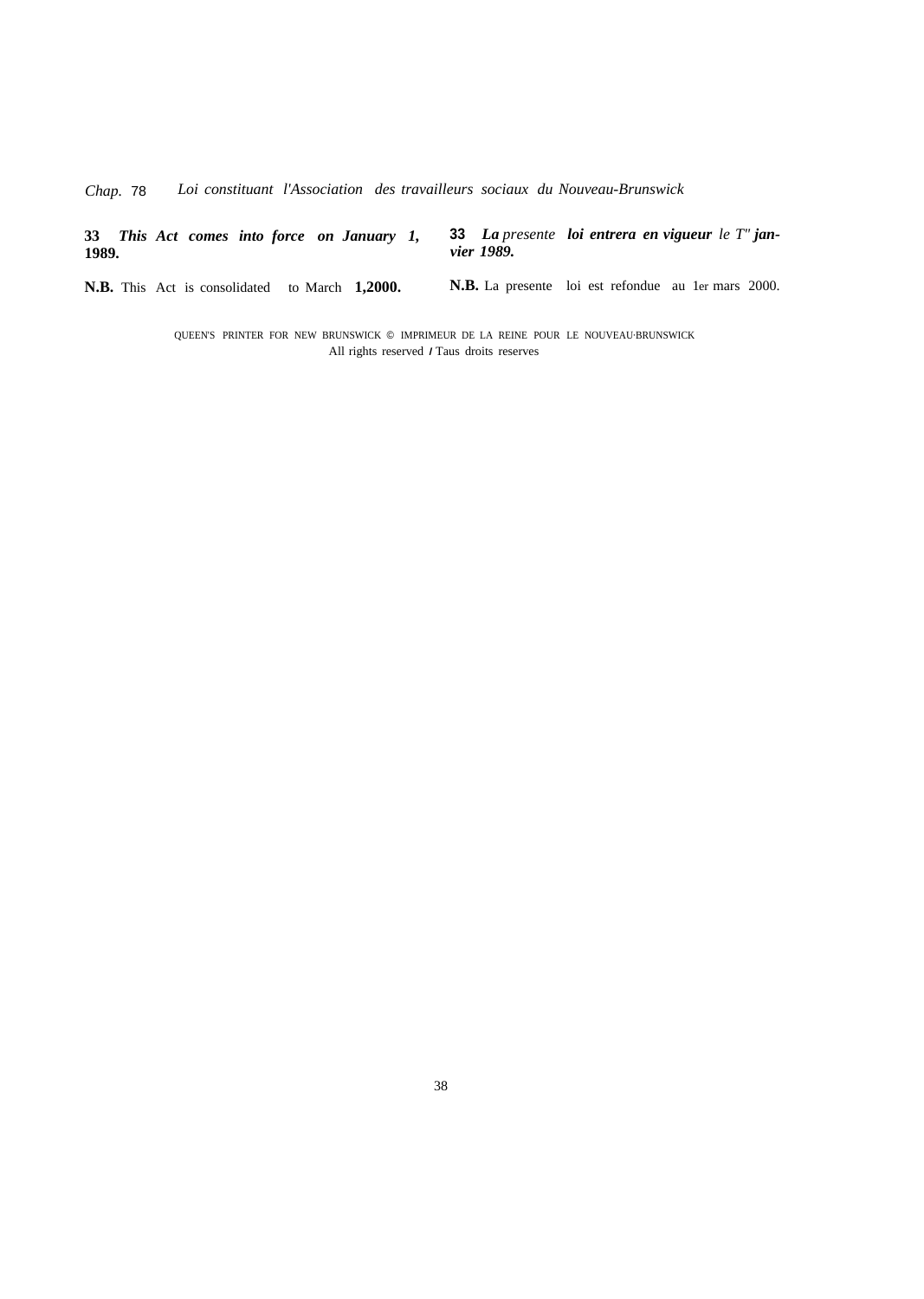**33** ***This Act comes into force on January 1, 1989.***

**N.B.** This Act is consolidated to March **1,2000.**

**33** ***La*** *presente* ***loi entrera en vigueur*** *le T"* ***janvier 1989.***

**N.B.** La presente loi est refondue au 1er mars 2000.

QUEEN'S PRINTER FOR NEW BRUNSWICK © IMPRIMEUR DE LA REINE POUR LE NOUVEAU·BRUNSWICK
All rights reserved / Taus droits reserves